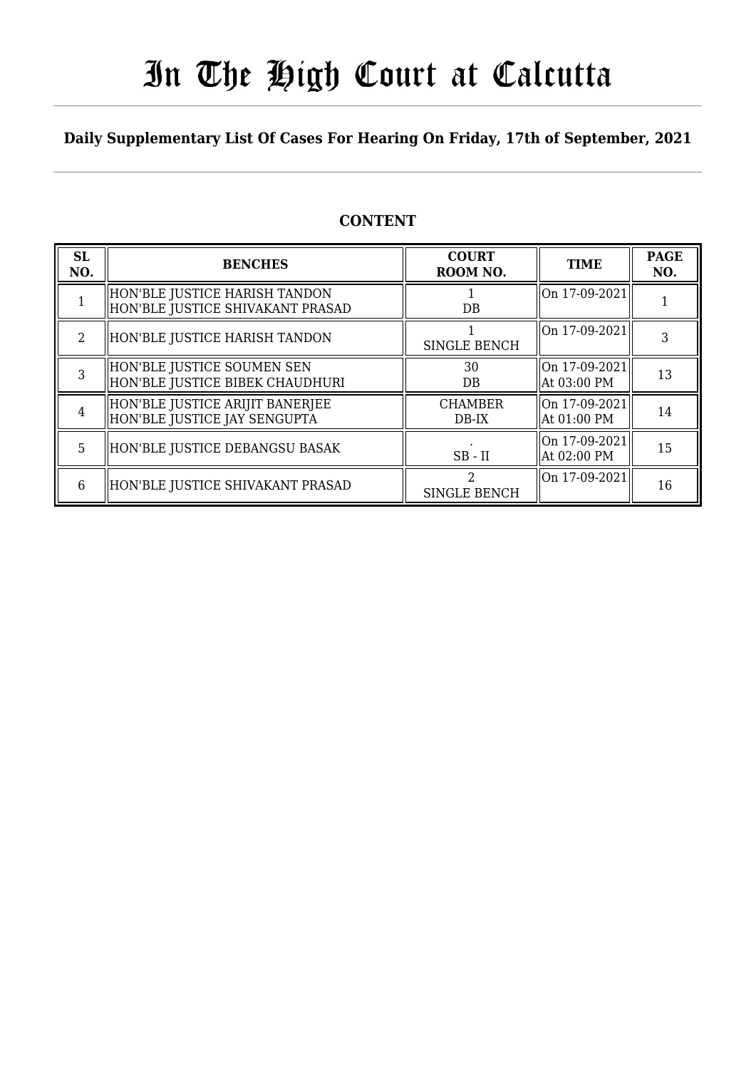# In The High Court at Calcutta

## Daily Supplementary List Of Cases For Hearing On Friday, 17th of September, 2021

### CONTENT

| SL NO. | BENCHES | COURT ROOM NO. | TIME | PAGE NO. |
|---|---|---|---|---|
| 1 | HON'BLE JUSTICE HARISH TANDON<br>HON'BLE JUSTICE SHIVAKANT PRASAD | 1<br>DB | On 17-09-2021 | 1 |
| 2 | HON'BLE JUSTICE HARISH TANDON | 1<br>SINGLE BENCH | On 17-09-2021 | 3 |
| 3 | HON'BLE JUSTICE SOUMEN SEN<br>HON'BLE JUSTICE BIBEK CHAUDHURI | 30<br>DB | On 17-09-2021<br>At 03:00 PM | 13 |
| 4 | HON'BLE JUSTICE ARIJIT BANERJEE<br>HON'BLE JUSTICE JAY SENGUPTA | CHAMBER<br>DB-IX | On 17-09-2021<br>At 01:00 PM | 14 |
| 5 | HON'BLE JUSTICE DEBANGSU BASAK | .<br>SB - II | On 17-09-2021<br>At 02:00 PM | 15 |
| 6 | HON'BLE JUSTICE SHIVAKANT PRASAD | 2<br>SINGLE BENCH | On 17-09-2021 | 16 |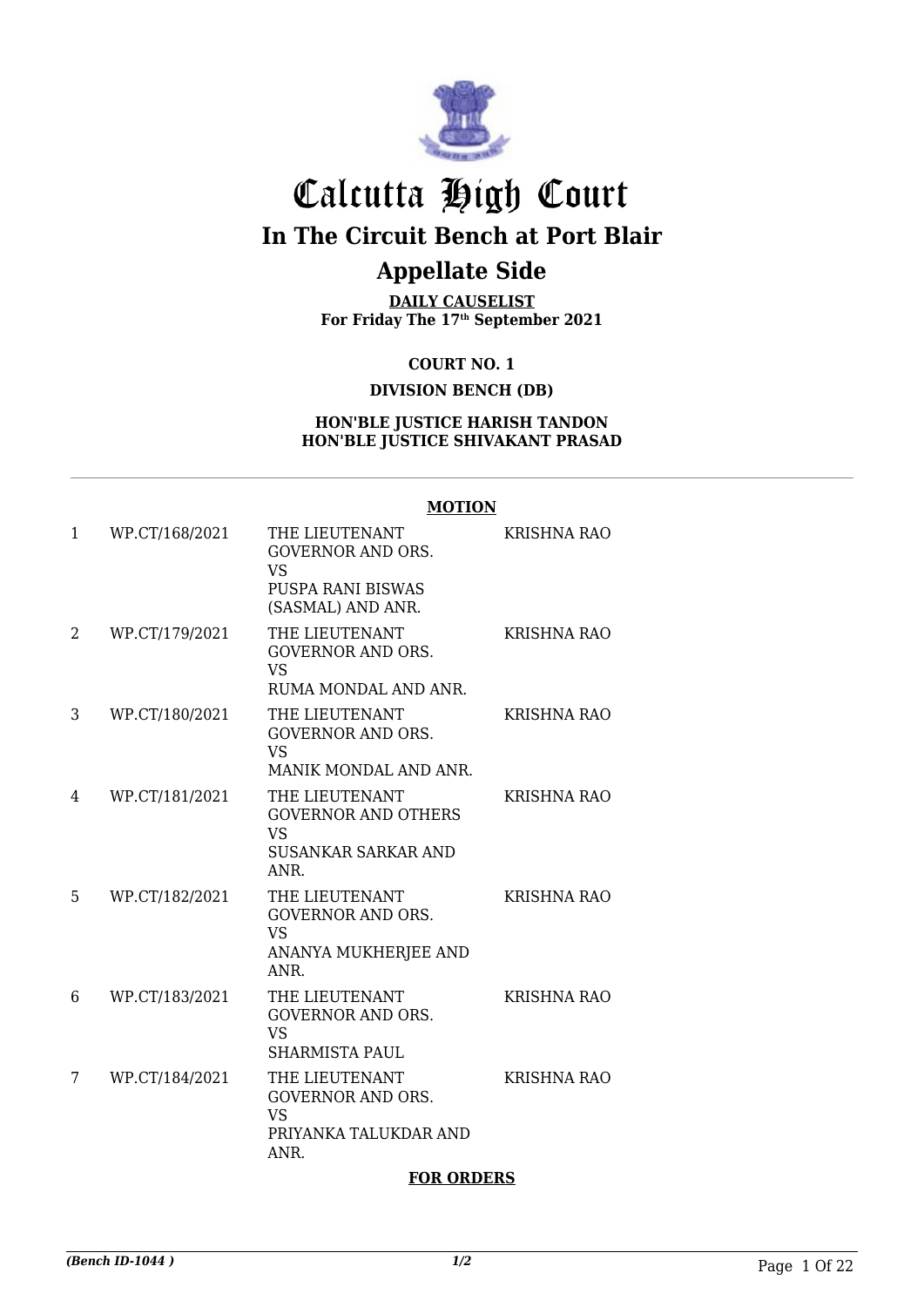# Calcutta High Court

## In The Circuit Bench at Port Blair

## Appellate Side

**DAILY CAUSELIST**
**For Friday The 17th September 2021**

**COURT NO. 1**

**DIVISION BENCH (DB)**

**HON'BLE JUSTICE HARISH TANDON**
**HON'BLE JUSTICE SHIVAKANT PRASAD**

---

**MOTION**

| | | | |
|---|---|---|---|
| 1 | WP.CT/168/2021 | THE LIEUTENANT GOVERNOR AND ORS. VS PUSPA RANI BISWAS (SASMAL) AND ANR. | KRISHNA RAO |
| 2 | WP.CT/179/2021 | THE LIEUTENANT GOVERNOR AND ORS. VS RUMA MONDAL AND ANR. | KRISHNA RAO |
| 3 | WP.CT/180/2021 | THE LIEUTENANT GOVERNOR AND ORS. VS MANIK MONDAL AND ANR. | KRISHNA RAO |
| 4 | WP.CT/181/2021 | THE LIEUTENANT GOVERNOR AND OTHERS VS SUSANKAR SARKAR AND ANR. | KRISHNA RAO |
| 5 | WP.CT/182/2021 | THE LIEUTENANT GOVERNOR AND ORS. VS ANANYA MUKHERJEE AND ANR. | KRISHNA RAO |
| 6 | WP.CT/183/2021 | THE LIEUTENANT GOVERNOR AND ORS. VS SHARMISTA PAUL | KRISHNA RAO |
| 7 | WP.CT/184/2021 | THE LIEUTENANT GOVERNOR AND ORS. VS PRIYANKA TALUKDAR AND ANR. | KRISHNA RAO |

**FOR ORDERS**

*(Bench ID-1044 )* *1/2*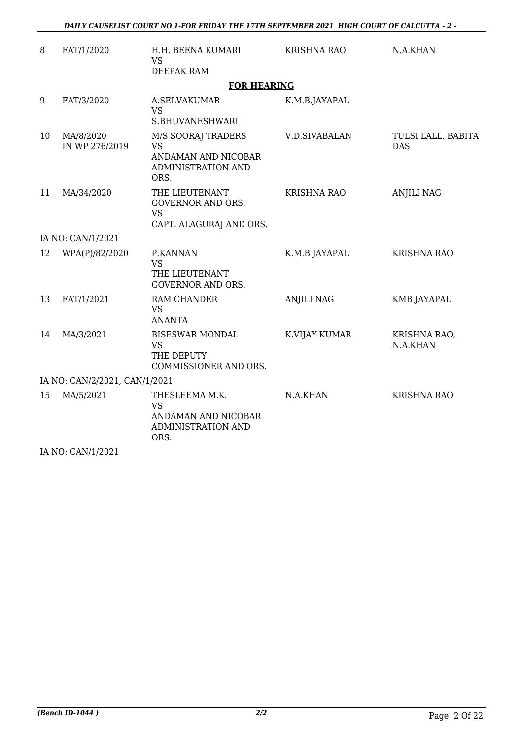| | | | | |
|---|---|---|---|---|
| 8 | FAT/1/2020 | H.H. BEENA KUMARI VS DEEPAK RAM | KRISHNA RAO | N.A.KHAN |

**FOR HEARING**

| | | | | |
|---|---|---|---|---|
| 9 | FAT/3/2020 | A.SELVAKUMAR VS S.BHUVANESHWARI | K.M.B.JAYAPAL | |
| 10 | MA/8/2020 IN WP 276/2019 | M/S SOORAJ TRADERS VS ANDAMAN AND NICOBAR ADMINISTRATION AND ORS. | V.D.SIVABALAN | TULSI LALL, BABITA DAS |
| 11 | MA/34/2020 | THE LIEUTENANT GOVERNOR AND ORS. VS CAPT. ALAGURAJ AND ORS. | KRISHNA RAO | ANJILI NAG |

IA NO: CAN/1/2021

| | | | | |
|---|---|---|---|---|
| 12 | WPA(P)/82/2020 | P.KANNAN VS THE LIEUTENANT GOVERNOR AND ORS. | K.M.B JAYAPAL | KRISHNA RAO |
| 13 | FAT/1/2021 | RAM CHANDER VS ANANTA | ANJILI NAG | KMB JAYAPAL |
| 14 | MA/3/2021 | BISESWAR MONDAL VS THE DEPUTY COMMISSIONER AND ORS. | K.VIJAY KUMAR | KRISHNA RAO, N.A.KHAN |

IA NO: CAN/2/2021, CAN/1/2021

| | | | | |
|---|---|---|---|---|
| 15 | MA/5/2021 | THESLEEMA M.K. VS ANDAMAN AND NICOBAR ADMINISTRATION AND ORS. | N.A.KHAN | KRISHNA RAO |

IA NO: CAN/1/2021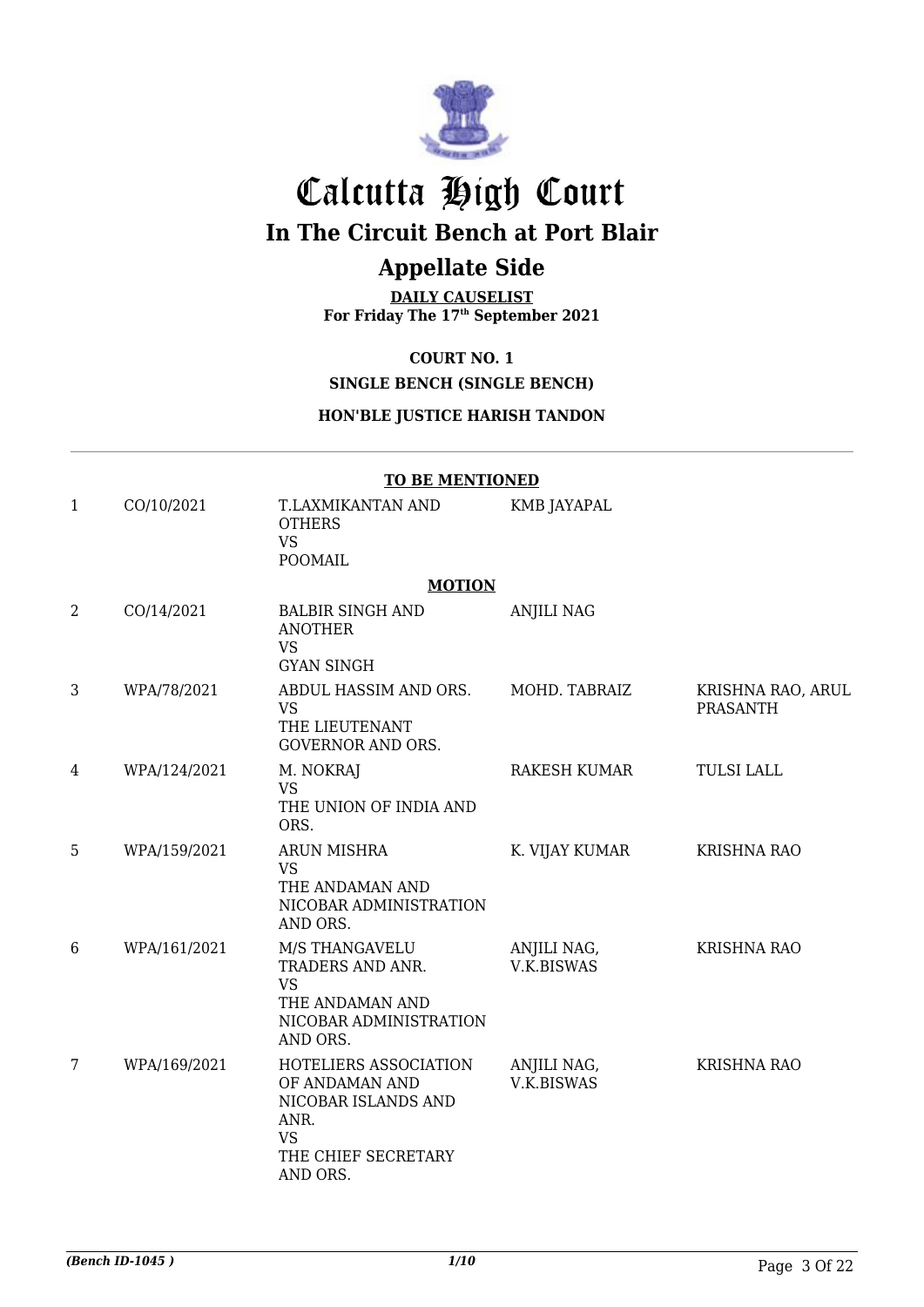# Calcutta High Court

## In The Circuit Bench at Port Blair

## Appellate Side

**DAILY CAUSELIST**
**For Friday The 17th September 2021**

**COURT NO. 1**

**SINGLE BENCH (SINGLE BENCH)**

**HON'BLE JUSTICE HARISH TANDON**

**TO BE MENTIONED**

| | | | | |
|---|---|---|---|---|
| 1 | CO/10/2021 | T.LAXMIKANTAN AND OTHERS VS POOMAIL | KMB JAYAPAL | |
| | | **MOTION** | | |
| 2 | CO/14/2021 | BALBIR SINGH AND ANOTHER VS GYAN SINGH | ANJILI NAG | |
| 3 | WPA/78/2021 | ABDUL HASSIM AND ORS. VS THE LIEUTENANT GOVERNOR AND ORS. | MOHD. TABRAIZ | KRISHNA RAO, ARUL PRASANTH |
| 4 | WPA/124/2021 | M. NOKRAJ VS THE UNION OF INDIA AND ORS. | RAKESH KUMAR | TULSI LALL |
| 5 | WPA/159/2021 | ARUN MISHRA VS THE ANDAMAN AND NICOBAR ADMINISTRATION AND ORS. | K. VIJAY KUMAR | KRISHNA RAO |
| 6 | WPA/161/2021 | M/S THANGAVELU TRADERS AND ANR. VS THE ANDAMAN AND NICOBAR ADMINISTRATION AND ORS. | ANJILI NAG, V.K.BISWAS | KRISHNA RAO |
| 7 | WPA/169/2021 | HOTELIERS ASSOCIATION OF ANDAMAN AND NICOBAR ISLANDS AND ANR. VS THE CHIEF SECRETARY AND ORS. | ANJILI NAG, V.K.BISWAS | KRISHNA RAO |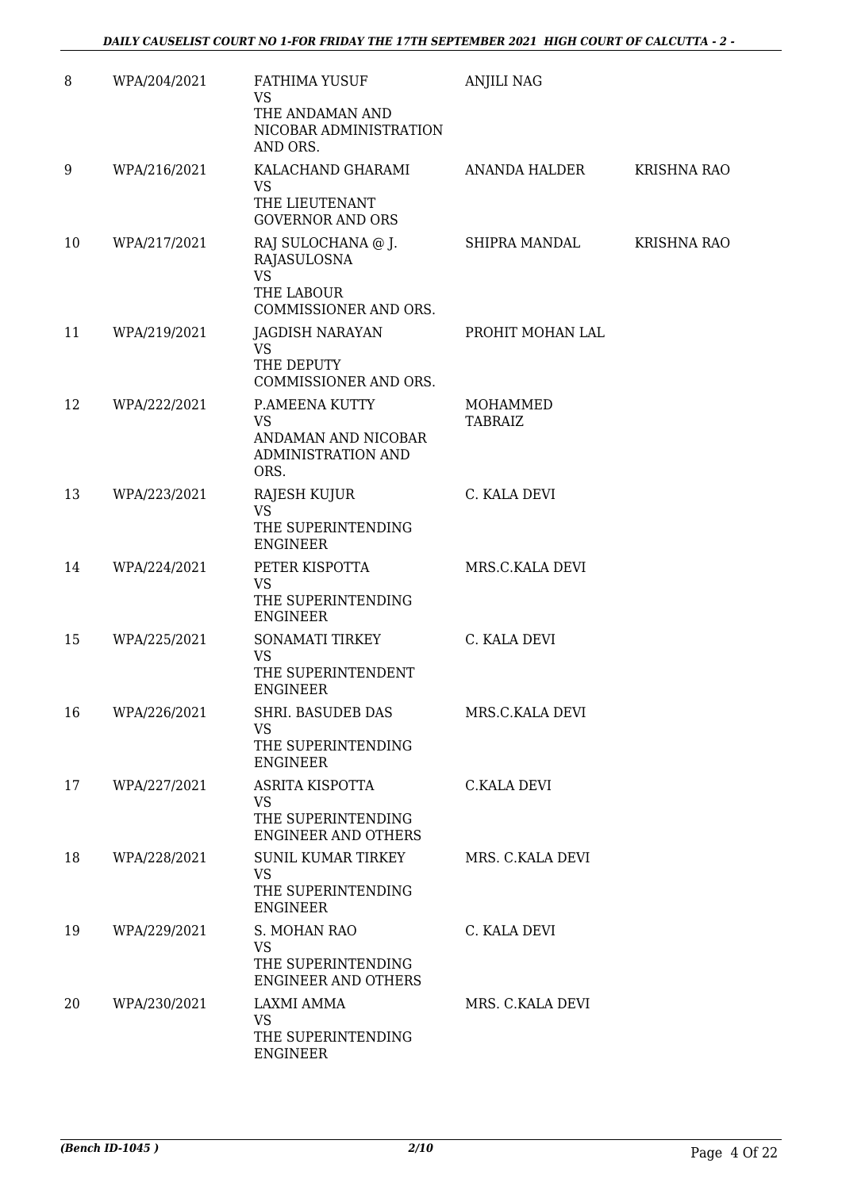| 8 | WPA/204/2021 | FATHIMA YUSUF<br>VS<br>THE ANDAMAN AND NICOBAR ADMINISTRATION AND ORS. | ANJILI NAG | |
|---|---|---|---|---|
| 9 | WPA/216/2021 | KALACHAND GHARAMI<br>VS<br>THE LIEUTENANT GOVERNOR AND ORS | ANANDA HALDER | KRISHNA RAO |
| 10 | WPA/217/2021 | RAJ SULOCHANA @ J. RAJASULOSNA<br>VS<br>THE LABOUR COMMISSIONER AND ORS. | SHIPRA MANDAL | KRISHNA RAO |
| 11 | WPA/219/2021 | JAGDISH NARAYAN<br>VS<br>THE DEPUTY COMMISSIONER AND ORS. | PROHIT MOHAN LAL | |
| 12 | WPA/222/2021 | P.AMEENA KUTTY<br>VS<br>ANDAMAN AND NICOBAR ADMINISTRATION AND ORS. | MOHAMMED TABRAIZ | |
| 13 | WPA/223/2021 | RAJESH KUJUR<br>VS<br>THE SUPERINTENDING ENGINEER | C. KALA DEVI | |
| 14 | WPA/224/2021 | PETER KISPOTTA<br>VS<br>THE SUPERINTENDING ENGINEER | MRS.C.KALA DEVI | |
| 15 | WPA/225/2021 | SONAMATI TIRKEY<br>VS<br>THE SUPERINTENDENT ENGINEER | C. KALA DEVI | |
| 16 | WPA/226/2021 | SHRI. BASUDEB DAS<br>VS<br>THE SUPERINTENDING ENGINEER | MRS.C.KALA DEVI | |
| 17 | WPA/227/2021 | ASRITA KISPOTTA<br>VS<br>THE SUPERINTENDING ENGINEER AND OTHERS | C.KALA DEVI | |
| 18 | WPA/228/2021 | SUNIL KUMAR TIRKEY<br>VS<br>THE SUPERINTENDING ENGINEER | MRS. C.KALA DEVI | |
| 19 | WPA/229/2021 | S. MOHAN RAO<br>VS<br>THE SUPERINTENDING ENGINEER AND OTHERS | C. KALA DEVI | |
| 20 | WPA/230/2021 | LAXMI AMMA<br>VS<br>THE SUPERINTENDING ENGINEER | MRS. C.KALA DEVI | |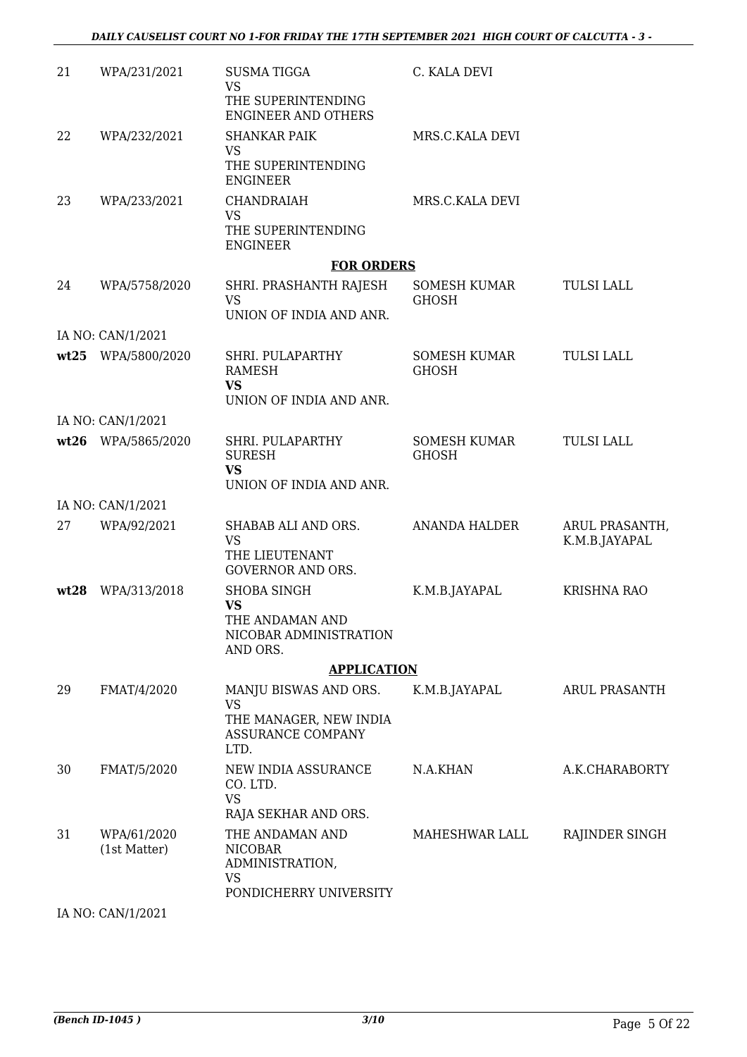| 21 | WPA/231/2021 | SUSMA TIGGA<br>VS<br>THE SUPERINTENDING ENGINEER AND OTHERS | C. KALA DEVI | |
|---|---|---|---|---|
| 22 | WPA/232/2021 | SHANKAR PAIK<br>VS<br>THE SUPERINTENDING ENGINEER | MRS.C.KALA DEVI | |
| 23 | WPA/233/2021 | CHANDRAIAH<br>VS<br>THE SUPERINTENDING ENGINEER | MRS.C.KALA DEVI | |

**FOR ORDERS**

| 24 | WPA/5758/2020 | SHRI. PRASHANTH RAJESH<br>VS<br>UNION OF INDIA AND ANR. | SOMESH KUMAR GHOSH | TULSI LALL |
|---|---|---|---|---|
| | IA NO: CAN/1/2021 | | | |
| **wt25** | WPA/5800/2020 | SHRI. PULAPARTHY RAMESH<br>**VS**<br>UNION OF INDIA AND ANR. | SOMESH KUMAR GHOSH | TULSI LALL |
| | IA NO: CAN/1/2021 | | | |
| **wt26** | WPA/5865/2020 | SHRI. PULAPARTHY SURESH<br>**VS**<br>UNION OF INDIA AND ANR. | SOMESH KUMAR GHOSH | TULSI LALL |
| | IA NO: CAN/1/2021 | | | |
| 27 | WPA/92/2021 | SHABAB ALI AND ORS.<br>VS<br>THE LIEUTENANT GOVERNOR AND ORS. | ANANDA HALDER | ARUL PRASANTH, K.M.B.JAYAPAL |
| **wt28** | WPA/313/2018 | SHOBA SINGH<br>**VS**<br>THE ANDAMAN AND NICOBAR ADMINISTRATION AND ORS. | K.M.B.JAYAPAL | KRISHNA RAO |

**APPLICATION**

| 29 | FMAT/4/2020 | MANJU BISWAS AND ORS.<br>VS<br>THE MANAGER, NEW INDIA ASSURANCE COMPANY LTD. | K.M.B.JAYAPAL | ARUL PRASANTH |
|---|---|---|---|---|
| 30 | FMAT/5/2020 | NEW INDIA ASSURANCE CO. LTD.<br>VS<br>RAJA SEKHAR AND ORS. | N.A.KHAN | A.K.CHARABORTY |
| 31 | WPA/61/2020 (1st Matter) | THE ANDAMAN AND NICOBAR ADMINISTRATION,<br>VS<br>PONDICHERRY UNIVERSITY | MAHESHWAR LALL | RAJINDER SINGH |
| | IA NO: CAN/1/2021 | | | |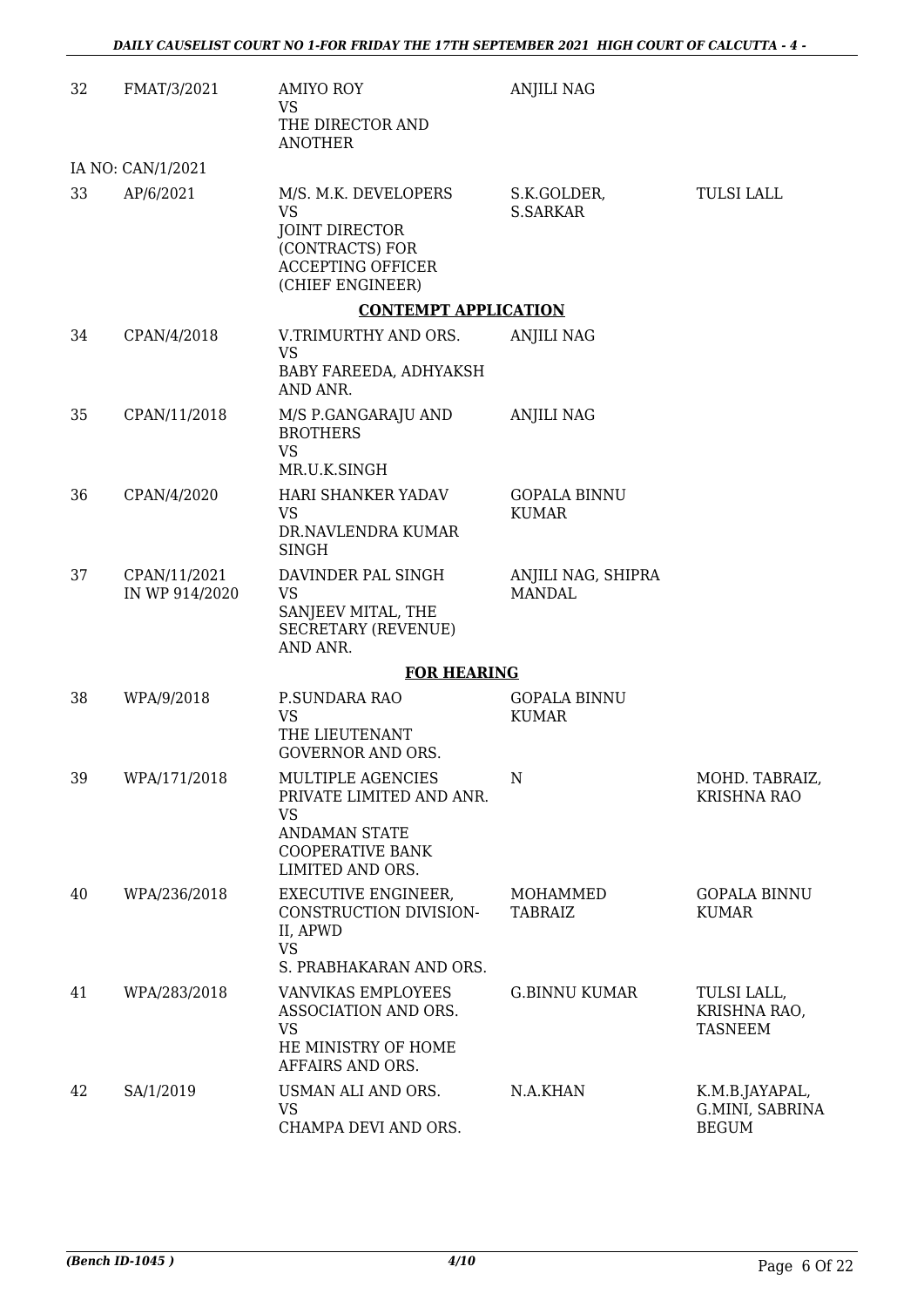| | | | | |
|---|---|---|---|---|
| 32 | FMAT/3/2021 | AMIYO ROY<br>VS<br>THE DIRECTOR AND ANOTHER | ANJILI NAG | |
| IA NO: CAN/1/2021 | | | | |
| 33 | AP/6/2021 | M/S. M.K. DEVELOPERS<br>VS<br>JOINT DIRECTOR (CONTRACTS) FOR ACCEPTING OFFICER (CHIEF ENGINEER) | S.K.GOLDER, S.SARKAR | TULSI LALL |

**CONTEMPT APPLICATION**

| | | | | |
|---|---|---|---|---|
| 34 | CPAN/4/2018 | V.TRIMURTHY AND ORS.<br>VS<br>BABY FAREEDA, ADHYAKSH AND ANR. | ANJILI NAG | |
| 35 | CPAN/11/2018 | M/S P.GANGARAJU AND BROTHERS<br>VS<br>MR.U.K.SINGH | ANJILI NAG | |
| 36 | CPAN/4/2020 | HARI SHANKER YADAV<br>VS<br>DR.NAVLENDRA KUMAR SINGH | GOPALA BINNU KUMAR | |
| 37 | CPAN/11/2021 IN WP 914/2020 | DAVINDER PAL SINGH<br>VS<br>SANJEEV MITAL, THE SECRETARY (REVENUE) AND ANR. | ANJILI NAG, SHIPRA MANDAL | |

**FOR HEARING**

| | | | | |
|---|---|---|---|---|
| 38 | WPA/9/2018 | P.SUNDARA RAO<br>VS<br>THE LIEUTENANT GOVERNOR AND ORS. | GOPALA BINNU KUMAR | |
| 39 | WPA/171/2018 | MULTIPLE AGENCIES PRIVATE LIMITED AND ANR.<br>VS<br>ANDAMAN STATE COOPERATIVE BANK LIMITED AND ORS. | N | MOHD. TABRAIZ, KRISHNA RAO |
| 40 | WPA/236/2018 | EXECUTIVE ENGINEER, CONSTRUCTION DIVISION-II, APWD<br>VS<br>S. PRABHAKARAN AND ORS. | MOHAMMED TABRAIZ | GOPALA BINNU KUMAR |
| 41 | WPA/283/2018 | VANVIKAS EMPLOYEES ASSOCIATION AND ORS.<br>VS<br>HE MINISTRY OF HOME AFFAIRS AND ORS. | G.BINNU KUMAR | TULSI LALL, KRISHNA RAO, TASNEEM |
| 42 | SA/1/2019 | USMAN ALI AND ORS.<br>VS<br>CHAMPA DEVI AND ORS. | N.A.KHAN | K.M.B.JAYAPAL, G.MINI, SABRINA BEGUM |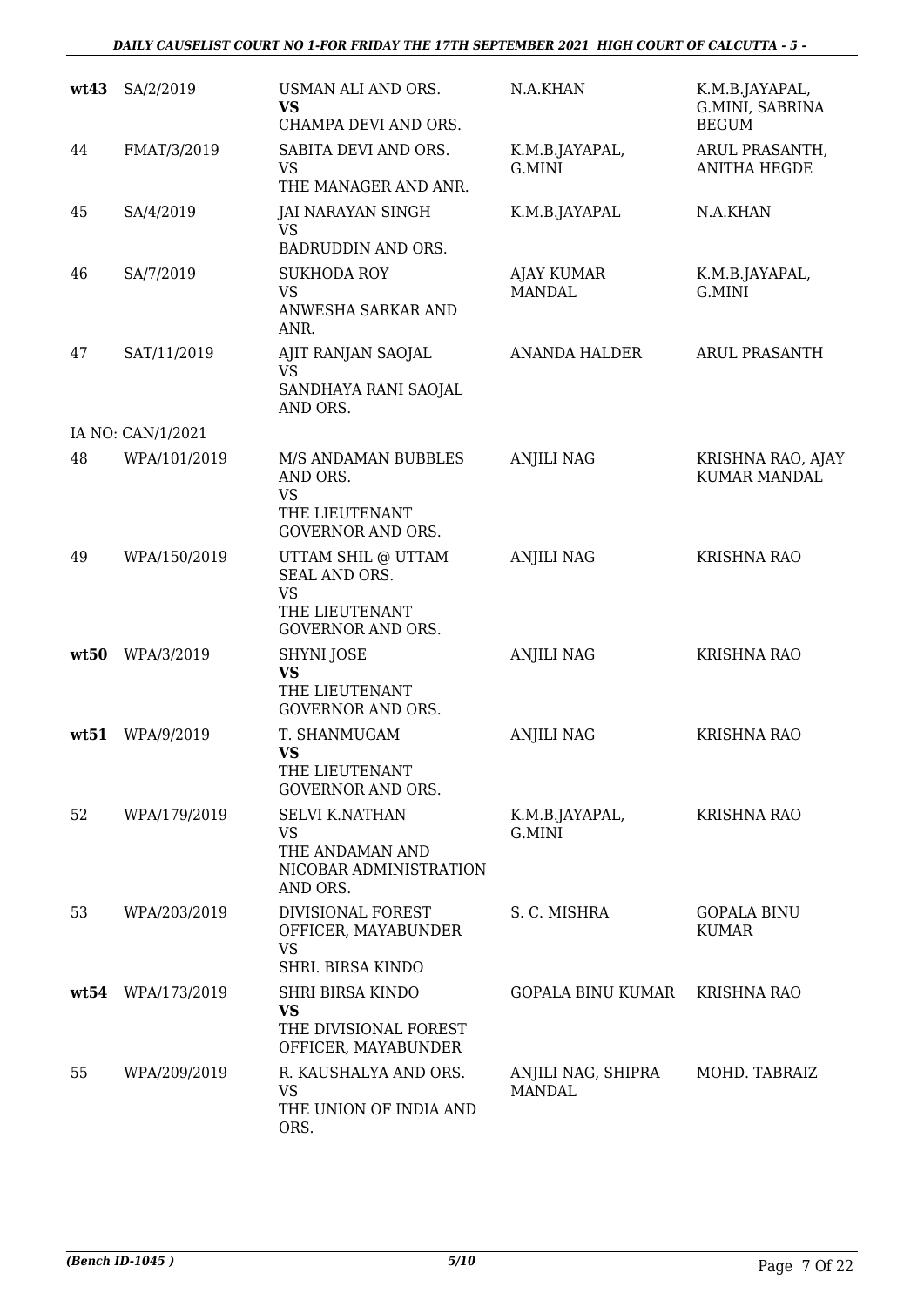| | | | | |
|---|---|---|---|---|
| **wt43** | SA/2/2019 | USMAN ALI AND ORS.<br>**VS**<br>CHAMPA DEVI AND ORS. | N.A.KHAN | K.M.B.JAYAPAL, G.MINI, SABRINA BEGUM |
| 44 | FMAT/3/2019 | SABITA DEVI AND ORS.<br>VS<br>THE MANAGER AND ANR. | K.M.B.JAYAPAL, G.MINI | ARUL PRASANTH, ANITHA HEGDE |
| 45 | SA/4/2019 | JAI NARAYAN SINGH<br>VS<br>BADRUDDIN AND ORS. | K.M.B.JAYAPAL | N.A.KHAN |
| 46 | SA/7/2019 | SUKHODA ROY<br>VS<br>ANWESHA SARKAR AND ANR. | AJAY KUMAR MANDAL | K.M.B.JAYAPAL, G.MINI |
| 47 | SAT/11/2019 | AJIT RANJAN SAOJAL<br>VS<br>SANDHAYA RANI SAOJAL AND ORS. | ANANDA HALDER | ARUL PRASANTH |
| | IA NO: CAN/1/2021 | | | |
| 48 | WPA/101/2019 | M/S ANDAMAN BUBBLES AND ORS.<br>VS<br>THE LIEUTENANT GOVERNOR AND ORS. | ANJILI NAG | KRISHNA RAO, AJAY KUMAR MANDAL |
| 49 | WPA/150/2019 | UTTAM SHIL @ UTTAM SEAL AND ORS.<br>VS<br>THE LIEUTENANT GOVERNOR AND ORS. | ANJILI NAG | KRISHNA RAO |
| **wt50** | WPA/3/2019 | SHYNI JOSE<br>**VS**<br>THE LIEUTENANT GOVERNOR AND ORS. | ANJILI NAG | KRISHNA RAO |
| **wt51** | WPA/9/2019 | T. SHANMUGAM<br>**VS**<br>THE LIEUTENANT GOVERNOR AND ORS. | ANJILI NAG | KRISHNA RAO |
| 52 | WPA/179/2019 | SELVI K.NATHAN<br>VS<br>THE ANDAMAN AND NICOBAR ADMINISTRATION AND ORS. | K.M.B.JAYAPAL, G.MINI | KRISHNA RAO |
| 53 | WPA/203/2019 | DIVISIONAL FOREST OFFICER, MAYABUNDER<br>VS<br>SHRI. BIRSA KINDO | S. C. MISHRA | GOPALA BINU KUMAR |
| **wt54** | WPA/173/2019 | SHRI BIRSA KINDO<br>**VS**<br>THE DIVISIONAL FOREST OFFICER, MAYABUNDER | GOPALA BINU KUMAR | KRISHNA RAO |
| 55 | WPA/209/2019 | R. KAUSHALYA AND ORS.<br>VS<br>THE UNION OF INDIA AND ORS. | ANJILI NAG, SHIPRA MANDAL | MOHD. TABRAIZ |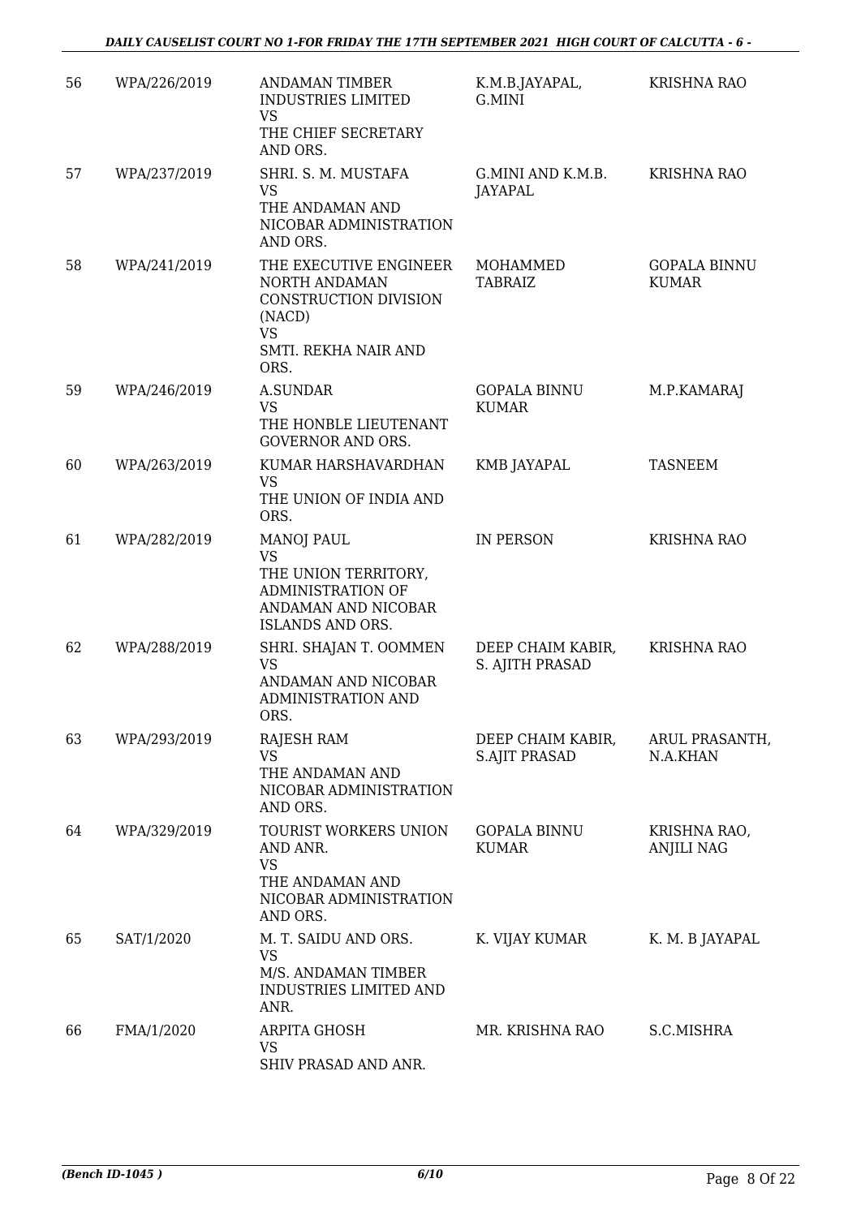| 56 | WPA/226/2019 | ANDAMAN TIMBER INDUSTRIES LIMITED VS THE CHIEF SECRETARY AND ORS. | K.M.B.JAYAPAL, G.MINI | KRISHNA RAO |
|---|---|---|---|---|
| 57 | WPA/237/2019 | SHRI. S. M. MUSTAFA VS THE ANDAMAN AND NICOBAR ADMINISTRATION AND ORS. | G.MINI AND K.M.B. JAYAPAL | KRISHNA RAO |
| 58 | WPA/241/2019 | THE EXECUTIVE ENGINEER NORTH ANDAMAN CONSTRUCTION DIVISION (NACD) VS SMTI. REKHA NAIR AND ORS. | MOHAMMED TABRAIZ | GOPALA BINNU KUMAR |
| 59 | WPA/246/2019 | A.SUNDAR VS THE HONBLE LIEUTENANT GOVERNOR AND ORS. | GOPALA BINNU KUMAR | M.P.KAMARAJ |
| 60 | WPA/263/2019 | KUMAR HARSHAVARDHAN VS THE UNION OF INDIA AND ORS. | KMB JAYAPAL | TASNEEM |
| 61 | WPA/282/2019 | MANOJ PAUL VS THE UNION TERRITORY, ADMINISTRATION OF ANDAMAN AND NICOBAR ISLANDS AND ORS. | IN PERSON | KRISHNA RAO |
| 62 | WPA/288/2019 | SHRI. SHAJAN T. OOMMEN VS ANDAMAN AND NICOBAR ADMINISTRATION AND ORS. | DEEP CHAIM KABIR, S. AJITH PRASAD | KRISHNA RAO |
| 63 | WPA/293/2019 | RAJESH RAM VS THE ANDAMAN AND NICOBAR ADMINISTRATION AND ORS. | DEEP CHAIM KABIR, S.AJIT PRASAD | ARUL PRASANTH, N.A.KHAN |
| 64 | WPA/329/2019 | TOURIST WORKERS UNION AND ANR. VS THE ANDAMAN AND NICOBAR ADMINISTRATION AND ORS. | GOPALA BINNU KUMAR | KRISHNA RAO, ANJILI NAG |
| 65 | SAT/1/2020 | M. T. SAIDU AND ORS. VS M/S. ANDAMAN TIMBER INDUSTRIES LIMITED AND ANR. | K. VIJAY KUMAR | K. M. B JAYAPAL |
| 66 | FMA/1/2020 | ARPITA GHOSH VS SHIV PRASAD AND ANR. | MR. KRISHNA RAO | S.C.MISHRA |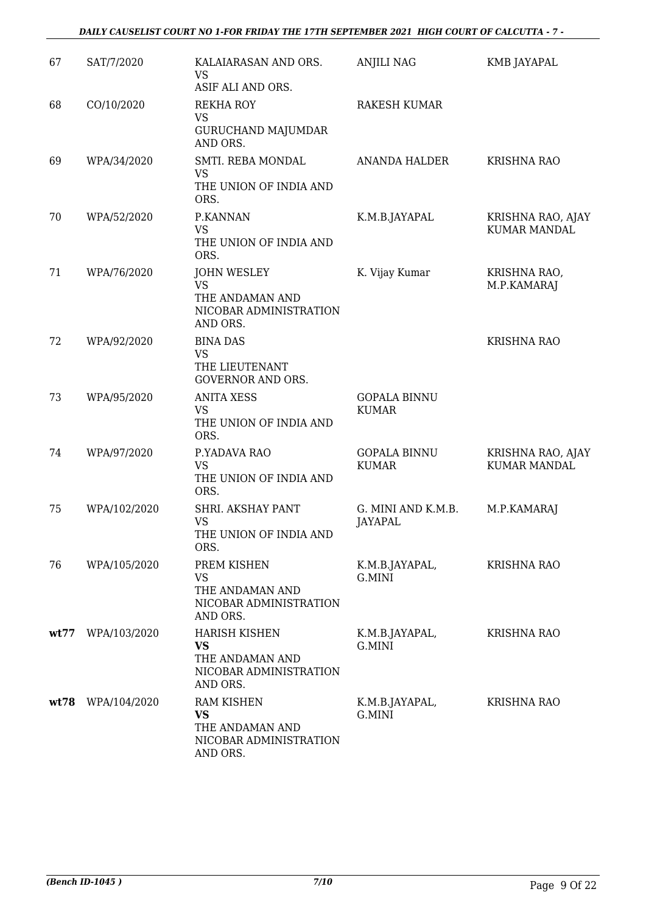| | | | | |
|---|---|---|---|---|
| 67 | SAT/7/2020 | KALAIARASAN AND ORS.<br>VS<br>ASIF ALI AND ORS. | ANJILI NAG | KMB JAYAPAL |
| 68 | CO/10/2020 | REKHA ROY<br>VS<br>GURUCHAND MAJUMDAR AND ORS. | RAKESH KUMAR | |
| 69 | WPA/34/2020 | SMTI. REBA MONDAL<br>VS<br>THE UNION OF INDIA AND ORS. | ANANDA HALDER | KRISHNA RAO |
| 70 | WPA/52/2020 | P.KANNAN<br>VS<br>THE UNION OF INDIA AND ORS. | K.M.B.JAYAPAL | KRISHNA RAO, AJAY KUMAR MANDAL |
| 71 | WPA/76/2020 | JOHN WESLEY<br>VS<br>THE ANDAMAN AND NICOBAR ADMINISTRATION AND ORS. | K. Vijay Kumar | KRISHNA RAO, M.P.KAMARAJ |
| 72 | WPA/92/2020 | BINA DAS<br>VS<br>THE LIEUTENANT GOVERNOR AND ORS. | | KRISHNA RAO |
| 73 | WPA/95/2020 | ANITA XESS<br>VS<br>THE UNION OF INDIA AND ORS. | GOPALA BINNU KUMAR | |
| 74 | WPA/97/2020 | P.YADAVA RAO<br>VS<br>THE UNION OF INDIA AND ORS. | GOPALA BINNU KUMAR | KRISHNA RAO, AJAY KUMAR MANDAL |
| 75 | WPA/102/2020 | SHRI. AKSHAY PANT<br>VS<br>THE UNION OF INDIA AND ORS. | G. MINI AND K.M.B. JAYAPAL | M.P.KAMARAJ |
| 76 | WPA/105/2020 | PREM KISHEN<br>VS<br>THE ANDAMAN AND NICOBAR ADMINISTRATION AND ORS. | K.M.B.JAYAPAL, G.MINI | KRISHNA RAO |
| **wt77** | WPA/103/2020 | HARISH KISHEN<br>**VS**<br>THE ANDAMAN AND NICOBAR ADMINISTRATION AND ORS. | K.M.B.JAYAPAL, G.MINI | KRISHNA RAO |
| **wt78** | WPA/104/2020 | RAM KISHEN<br>**VS**<br>THE ANDAMAN AND NICOBAR ADMINISTRATION AND ORS. | K.M.B.JAYAPAL, G.MINI | KRISHNA RAO |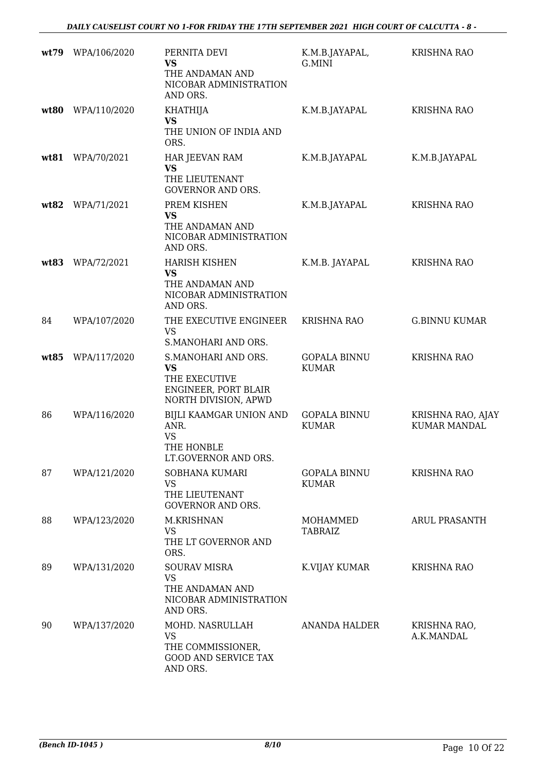| | | | | |
|---|---|---|---|---|
| **wt79** | WPA/106/2020 | PERNITA DEVI<br>**VS**<br>THE ANDAMAN AND NICOBAR ADMINISTRATION AND ORS. | K.M.B.JAYAPAL, G.MINI | KRISHNA RAO |
| **wt80** | WPA/110/2020 | KHATHIJA<br>**VS**<br>THE UNION OF INDIA AND ORS. | K.M.B.JAYAPAL | KRISHNA RAO |
| **wt81** | WPA/70/2021 | HAR JEEVAN RAM<br>**VS**<br>THE LIEUTENANT GOVERNOR AND ORS. | K.M.B.JAYAPAL | K.M.B.JAYAPAL |
| **wt82** | WPA/71/2021 | PREM KISHEN<br>**VS**<br>THE ANDAMAN AND NICOBAR ADMINISTRATION AND ORS. | K.M.B.JAYAPAL | KRISHNA RAO |
| **wt83** | WPA/72/2021 | HARISH KISHEN<br>**VS**<br>THE ANDAMAN AND NICOBAR ADMINISTRATION AND ORS. | K.M.B. JAYAPAL | KRISHNA RAO |
| 84 | WPA/107/2020 | THE EXECUTIVE ENGINEER<br>VS<br>S.MANOHARI AND ORS. | KRISHNA RAO | G.BINNU KUMAR |
| **wt85** | WPA/117/2020 | S.MANOHARI AND ORS.<br>**VS**<br>THE EXECUTIVE ENGINEER, PORT BLAIR NORTH DIVISION, APWD | GOPALA BINNU KUMAR | KRISHNA RAO |
| 86 | WPA/116/2020 | BIJLI KAAMGAR UNION AND ANR.<br>VS<br>THE HONBLE LT.GOVERNOR AND ORS. | GOPALA BINNU KUMAR | KRISHNA RAO, AJAY KUMAR MANDAL |
| 87 | WPA/121/2020 | SOBHANA KUMARI<br>VS<br>THE LIEUTENANT GOVERNOR AND ORS. | GOPALA BINNU KUMAR | KRISHNA RAO |
| 88 | WPA/123/2020 | M.KRISHNAN<br>VS<br>THE LT GOVERNOR AND ORS. | MOHAMMED TABRAIZ | ARUL PRASANTH |
| 89 | WPA/131/2020 | SOURAV MISRA<br>VS<br>THE ANDAMAN AND NICOBAR ADMINISTRATION AND ORS. | K.VIJAY KUMAR | KRISHNA RAO |
| 90 | WPA/137/2020 | MOHD. NASRULLAH<br>VS<br>THE COMMISSIONER, GOOD AND SERVICE TAX AND ORS. | ANANDA HALDER | KRISHNA RAO, A.K.MANDAL |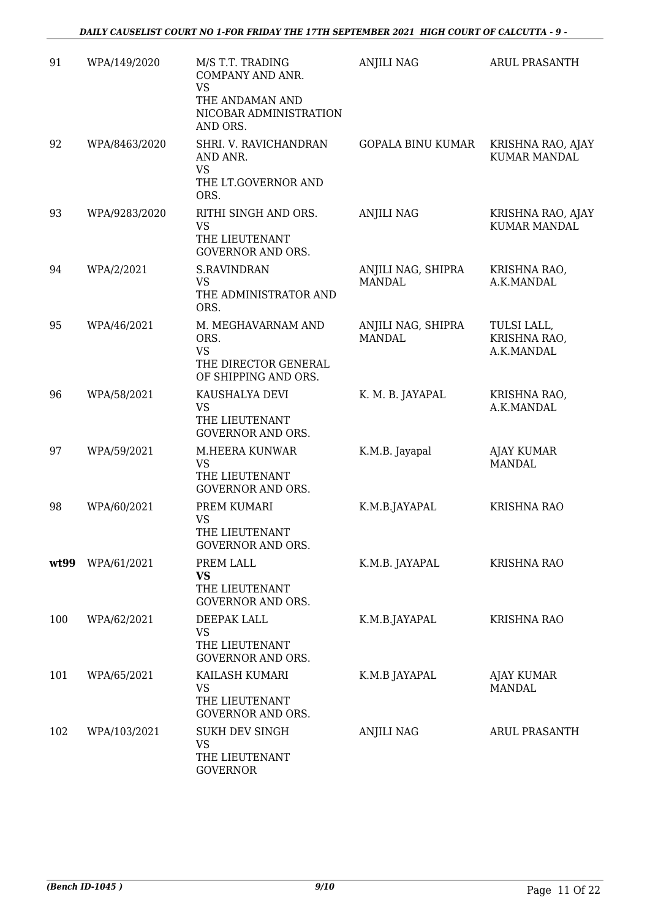| | | | | |
|---|---|---|---|---|
| 91 | WPA/149/2020 | M/S T.T. TRADING COMPANY AND ANR.<br>VS<br>THE ANDAMAN AND NICOBAR ADMINISTRATION AND ORS. | ANJILI NAG | ARUL PRASANTH |
| 92 | WPA/8463/2020 | SHRI. V. RAVICHANDRAN AND ANR.<br>VS<br>THE LT.GOVERNOR AND ORS. | GOPALA BINU KUMAR | KRISHNA RAO, AJAY KUMAR MANDAL |
| 93 | WPA/9283/2020 | RITHI SINGH AND ORS.<br>VS<br>THE LIEUTENANT GOVERNOR AND ORS. | ANJILI NAG | KRISHNA RAO, AJAY KUMAR MANDAL |
| 94 | WPA/2/2021 | S.RAVINDRAN<br>VS<br>THE ADMINISTRATOR AND ORS. | ANJILI NAG, SHIPRA MANDAL | KRISHNA RAO, A.K.MANDAL |
| 95 | WPA/46/2021 | M. MEGHAVARNAM AND ORS.<br>VS<br>THE DIRECTOR GENERAL OF SHIPPING AND ORS. | ANJILI NAG, SHIPRA MANDAL | TULSI LALL, KRISHNA RAO, A.K.MANDAL |
| 96 | WPA/58/2021 | KAUSHALYA DEVI<br>VS<br>THE LIEUTENANT GOVERNOR AND ORS. | K. M. B. JAYAPAL | KRISHNA RAO, A.K.MANDAL |
| 97 | WPA/59/2021 | M.HEERA KUNWAR<br>VS<br>THE LIEUTENANT GOVERNOR AND ORS. | K.M.B. Jayapal | AJAY KUMAR MANDAL |
| 98 | WPA/60/2021 | PREM KUMARI<br>VS<br>THE LIEUTENANT GOVERNOR AND ORS. | K.M.B.JAYAPAL | KRISHNA RAO |
| **wt99** | WPA/61/2021 | PREM LALL<br>**VS**<br>THE LIEUTENANT GOVERNOR AND ORS. | K.M.B. JAYAPAL | KRISHNA RAO |
| 100 | WPA/62/2021 | DEEPAK LALL<br>VS<br>THE LIEUTENANT GOVERNOR AND ORS. | K.M.B.JAYAPAL | KRISHNA RAO |
| 101 | WPA/65/2021 | KAILASH KUMARI<br>VS<br>THE LIEUTENANT GOVERNOR AND ORS. | K.M.B JAYAPAL | AJAY KUMAR MANDAL |
| 102 | WPA/103/2021 | SUKH DEV SINGH<br>VS<br>THE LIEUTENANT GOVERNOR | ANJILI NAG | ARUL PRASANTH |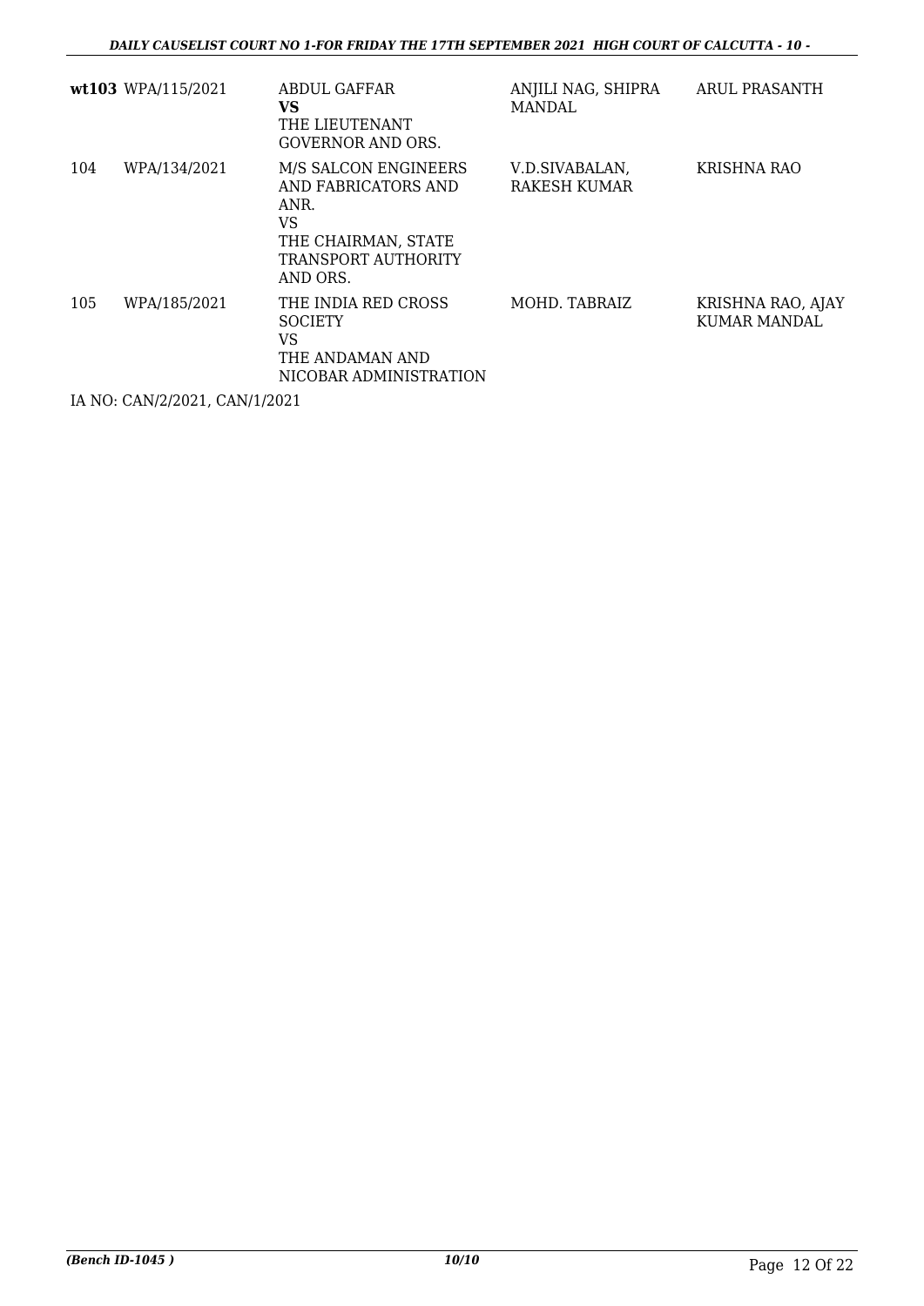| | | | | |
|---|---|---|---|---|
| **wt103** | WPA/115/2021 | ABDUL GAFFAR<br>**VS**<br>THE LIEUTENANT GOVERNOR AND ORS. | ANJILI NAG, SHIPRA MANDAL | ARUL PRASANTH |
| 104 | WPA/134/2021 | M/S SALCON ENGINEERS AND FABRICATORS AND ANR.<br>VS<br>THE CHAIRMAN, STATE TRANSPORT AUTHORITY AND ORS. | V.D.SIVABALAN, RAKESH KUMAR | KRISHNA RAO |
| 105 | WPA/185/2021 | THE INDIA RED CROSS SOCIETY<br>VS<br>THE ANDAMAN AND NICOBAR ADMINISTRATION | MOHD. TABRAIZ | KRISHNA RAO, AJAY KUMAR MANDAL |

IA NO: CAN/2/2021, CAN/1/2021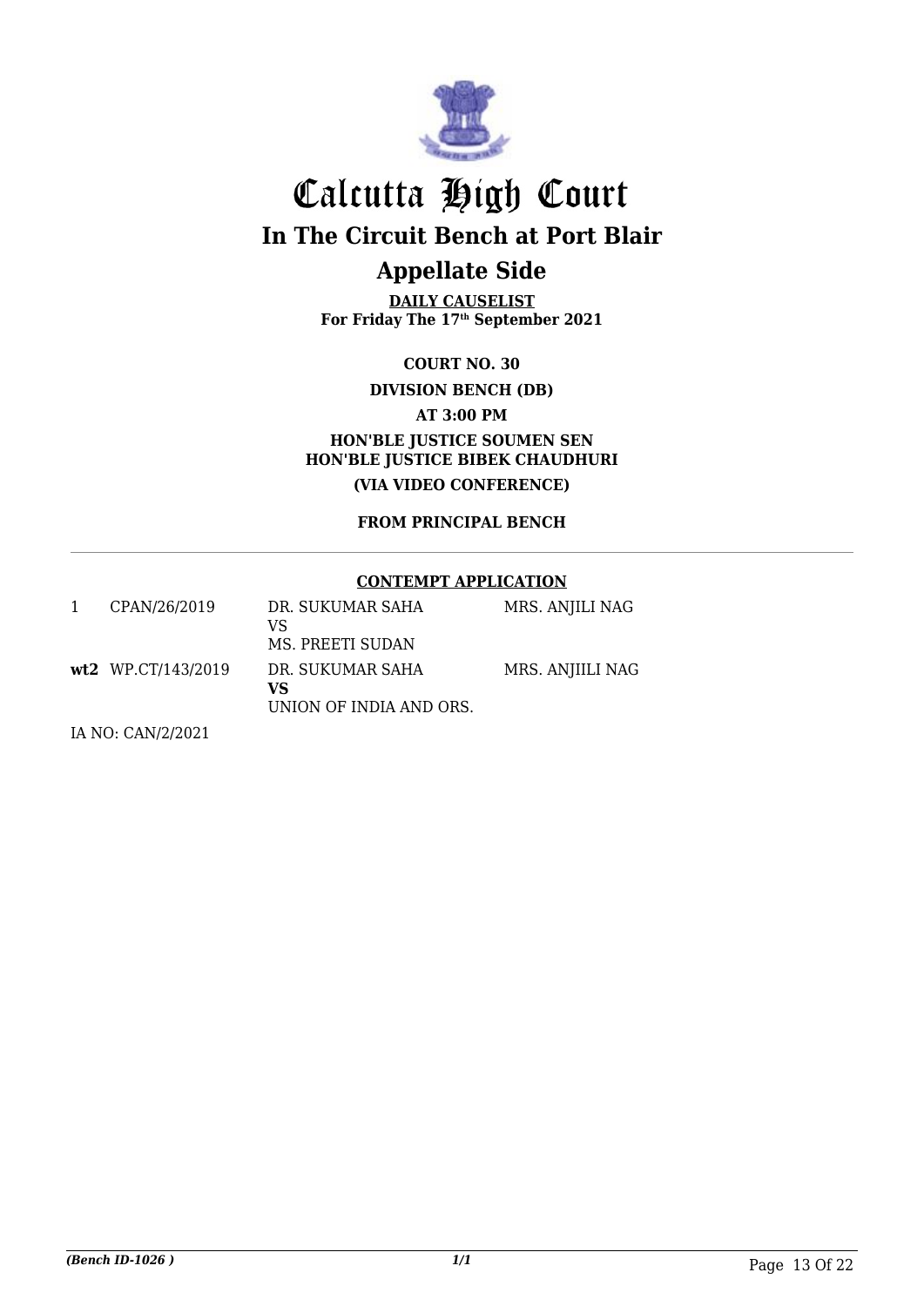# Calcutta High Court

## In The Circuit Bench at Port Blair

## Appellate Side

**DAILY CAUSELIST**
**For Friday The 17th September 2021**

**COURT NO. 30**

**DIVISION BENCH (DB)**

**AT 3:00 PM**

**HON'BLE JUSTICE SOUMEN SEN**
**HON'BLE JUSTICE BIBEK CHAUDHURI**

**(VIA VIDEO CONFERENCE)**

**FROM PRINCIPAL BENCH**

**CONTEMPT APPLICATION**

| | | | |
|---|---|---|---|
| 1 | CPAN/26/2019 | DR. SUKUMAR SAHA<br>VS<br>MS. PREETI SUDAN | MRS. ANJILI NAG |
| **wt2** | WP.CT/143/2019 | DR. SUKUMAR SAHA<br>**VS**<br>UNION OF INDIA AND ORS. | MRS. ANJIILI NAG |

IA NO: CAN/2/2021

*(Bench ID-1026 )*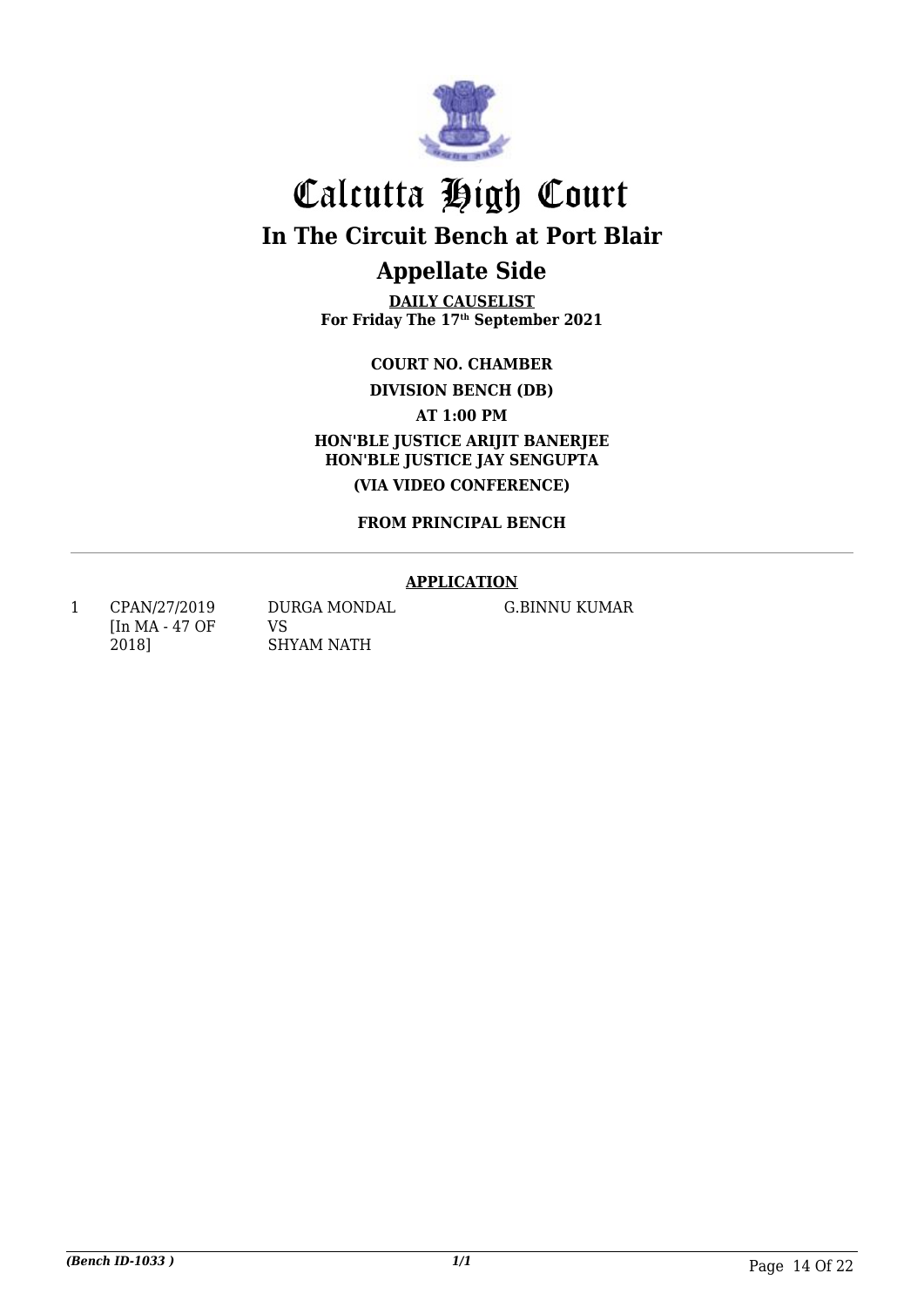# Calcutta High Court

## In The Circuit Bench at Port Blair

## Appellate Side

**DAILY CAUSELIST**
**For Friday The 17th September 2021**

**COURT NO. CHAMBER**

**DIVISION BENCH (DB)**

**AT 1:00 PM**

**HON'BLE JUSTICE ARIJIT BANERJEE**
**HON'BLE JUSTICE JAY SENGUPTA**

**(VIA VIDEO CONFERENCE)**

**FROM PRINCIPAL BENCH**

---

**APPLICATION**

| | | | |
|---|---|---|---|
| 1 | CPAN/27/2019 [In MA - 47 OF 2018] | DURGA MONDAL VS SHYAM NATH | G.BINNU KUMAR |

*(Bench ID-1033 )*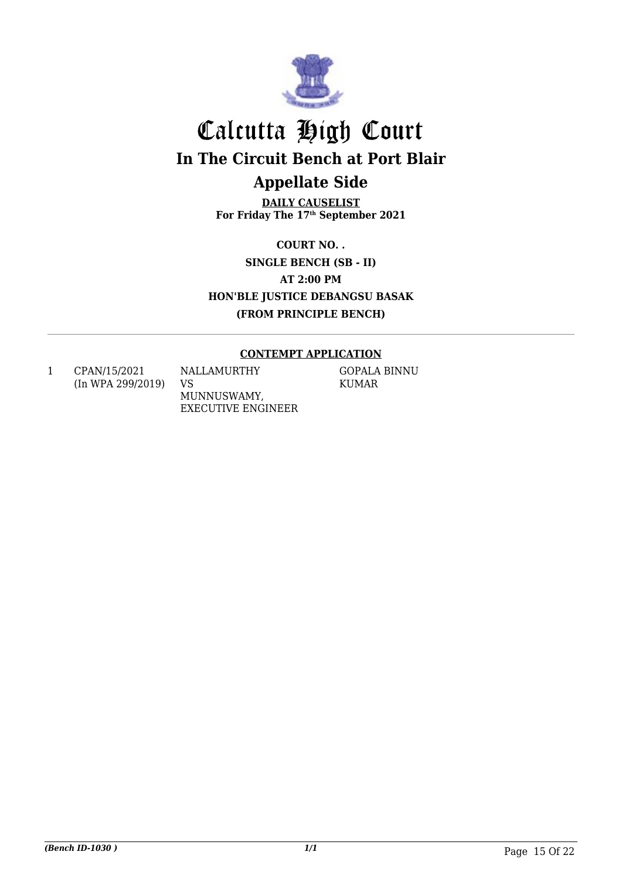# Calcutta High Court

## In The Circuit Bench at Port Blair

## Appellate Side

**DAILY CAUSELIST**
**For Friday The 17th September 2021**

**COURT NO. .**
**SINGLE BENCH (SB - II)**
**AT 2:00 PM**
**HON'BLE JUSTICE DEBANGSU BASAK**
**(FROM PRINCIPLE BENCH)**

---

**CONTEMPT APPLICATION**

| | | | |
|---|---|---|---|
| 1 | CPAN/15/2021 (In WPA 299/2019) | NALLAMURTHY VS MUNNUSWAMY, EXECUTIVE ENGINEER | GOPALA BINNU KUMAR |

*(Bench ID-1030 )* *1/1*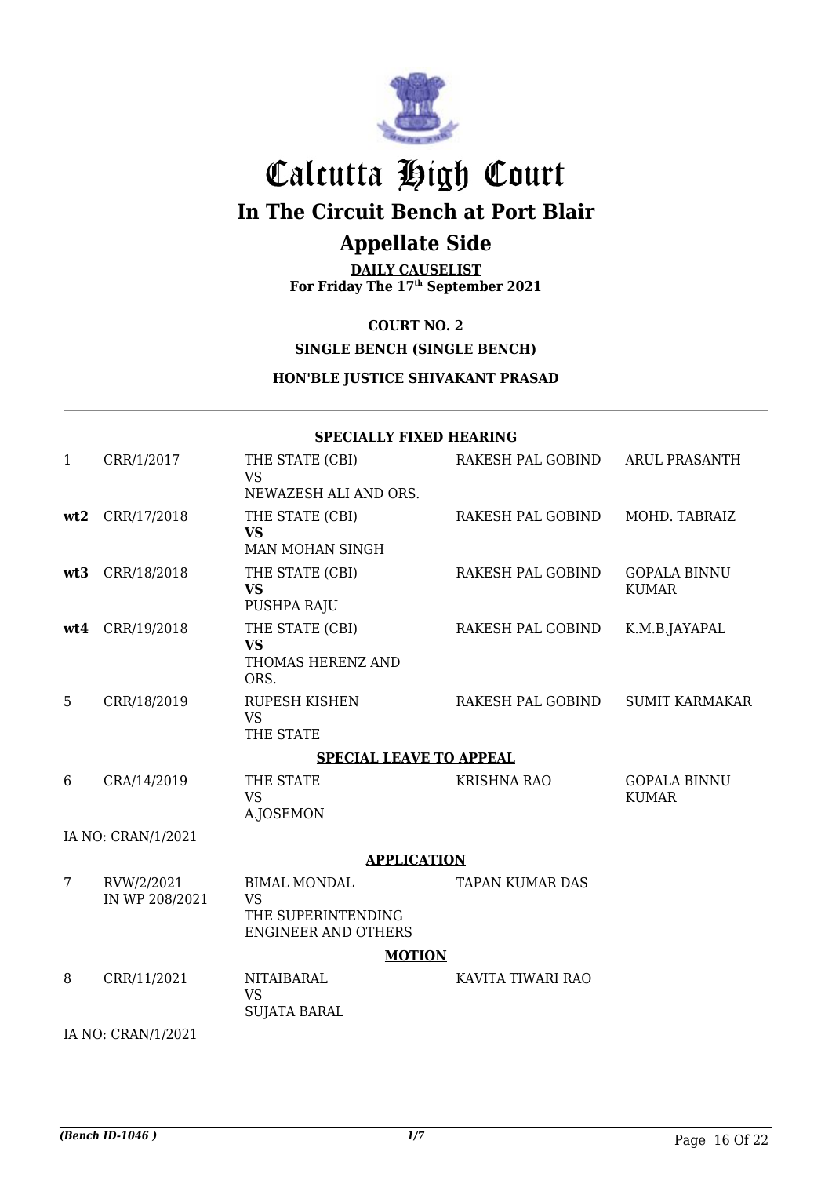# Calcutta High Court

## In The Circuit Bench at Port Blair

## Appellate Side

**DAILY CAUSELIST**
**For Friday The 17th September 2021**

**COURT NO. 2**

**SINGLE BENCH (SINGLE BENCH)**

**HON'BLE JUSTICE SHIVAKANT PRASAD**

**SPECIALLY FIXED HEARING**

| | | | | |
|---|---|---|---|---|
| 1 | CRR/1/2017 | THE STATE (CBI)<br>VS<br>NEWAZESH ALI AND ORS. | RAKESH PAL GOBIND | ARUL PRASANTH |
| **wt2** | CRR/17/2018 | THE STATE (CBI)<br>**VS**<br>MAN MOHAN SINGH | RAKESH PAL GOBIND | MOHD. TABRAIZ |
| **wt3** | CRR/18/2018 | THE STATE (CBI)<br>**VS**<br>PUSHPA RAJU | RAKESH PAL GOBIND | GOPALA BINNU KUMAR |
| **wt4** | CRR/19/2018 | THE STATE (CBI)<br>**VS**<br>THOMAS HERENZ AND ORS. | RAKESH PAL GOBIND | K.M.B.JAYAPAL |
| 5 | CRR/18/2019 | RUPESH KISHEN<br>VS<br>THE STATE | RAKESH PAL GOBIND | SUMIT KARMAKAR |

**SPECIAL LEAVE TO APPEAL**

| | | | | |
|---|---|---|---|---|
| 6 | CRA/14/2019 | THE STATE<br>VS<br>A.JOSEMON | KRISHNA RAO | GOPALA BINNU KUMAR |

IA NO: CRAN/1/2021

**APPLICATION**

| | | | | |
|---|---|---|---|---|
| 7 | RVW/2/2021<br>IN WP 208/2021 | BIMAL MONDAL<br>VS<br>THE SUPERINTENDING ENGINEER AND OTHERS | TAPAN KUMAR DAS | |

**MOTION**

| | | | | |
|---|---|---|---|---|
| 8 | CRR/11/2021 | NITAIBARAL<br>VS<br>SUJATA BARAL | KAVITA TIWARI RAO | |

IA NO: CRAN/1/2021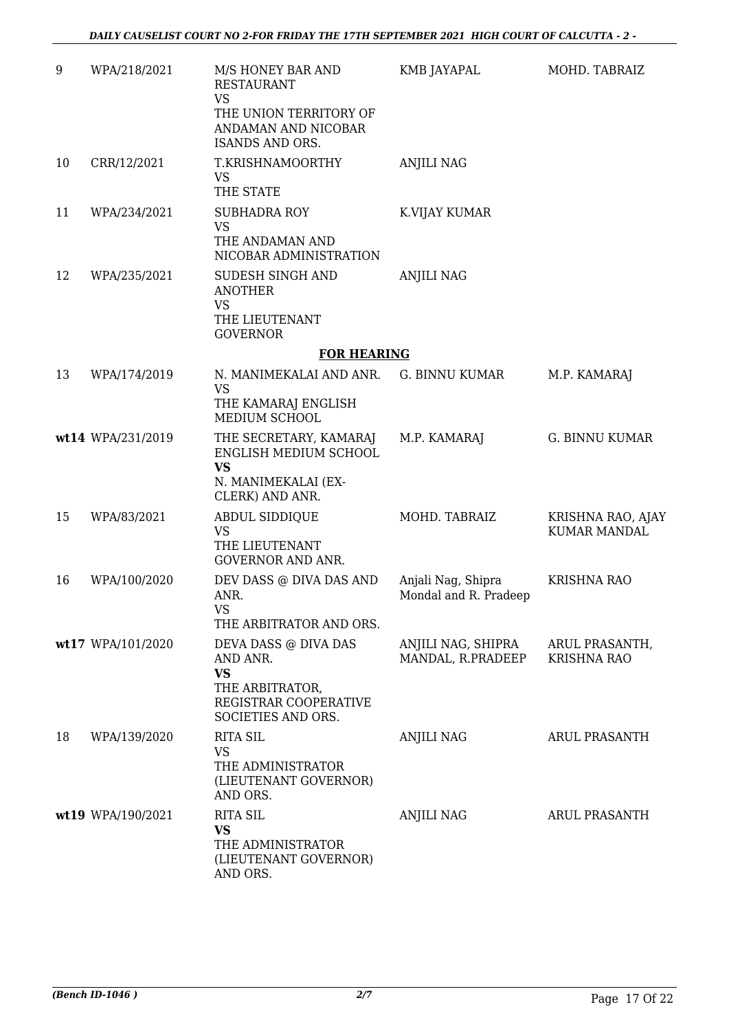| | | | | |
|---|---|---|---|---|
| 9 | WPA/218/2021 | M/S HONEY BAR AND RESTAURANT<br>VS<br>THE UNION TERRITORY OF ANDAMAN AND NICOBAR ISANDS AND ORS. | KMB JAYAPAL | MOHD. TABRAIZ |
| 10 | CRR/12/2021 | T.KRISHNAMOORTHY<br>VS<br>THE STATE | ANJILI NAG | |
| 11 | WPA/234/2021 | SUBHADRA ROY<br>VS<br>THE ANDAMAN AND NICOBAR ADMINISTRATION | K.VIJAY KUMAR | |
| 12 | WPA/235/2021 | SUDESH SINGH AND ANOTHER<br>VS<br>THE LIEUTENANT GOVERNOR | ANJILI NAG | |

**FOR HEARING**

| | | | | |
|---|---|---|---|---|
| 13 | WPA/174/2019 | N. MANIMEKALAI AND ANR.<br>VS<br>THE KAMARAJ ENGLISH MEDIUM SCHOOL | G. BINNU KUMAR | M.P. KAMARAJ |
| **wt14** | WPA/231/2019 | THE SECRETARY, KAMARAJ ENGLISH MEDIUM SCHOOL<br>**VS**<br>N. MANIMEKALAI (EX-CLERK) AND ANR. | M.P. KAMARAJ | G. BINNU KUMAR |
| 15 | WPA/83/2021 | ABDUL SIDDIQUE<br>VS<br>THE LIEUTENANT GOVERNOR AND ANR. | MOHD. TABRAIZ | KRISHNA RAO, AJAY KUMAR MANDAL |
| 16 | WPA/100/2020 | DEV DASS @ DIVA DAS AND ANR.<br>VS<br>THE ARBITRATOR AND ORS. | Anjali Nag, Shipra Mondal and R. Pradeep | KRISHNA RAO |
| **wt17** | WPA/101/2020 | DEVA DASS @ DIVA DAS AND ANR.<br>**VS**<br>THE ARBITRATOR, REGISTRAR COOPERATIVE SOCIETIES AND ORS. | ANJILI NAG, SHIPRA MANDAL, R.PRADEEP | ARUL PRASANTH, KRISHNA RAO |
| 18 | WPA/139/2020 | RITA SIL<br>VS<br>THE ADMINISTRATOR (LIEUTENANT GOVERNOR) AND ORS. | ANJILI NAG | ARUL PRASANTH |
| **wt19** | WPA/190/2021 | RITA SIL<br>**VS**<br>THE ADMINISTRATOR (LIEUTENANT GOVERNOR) AND ORS. | ANJILI NAG | ARUL PRASANTH |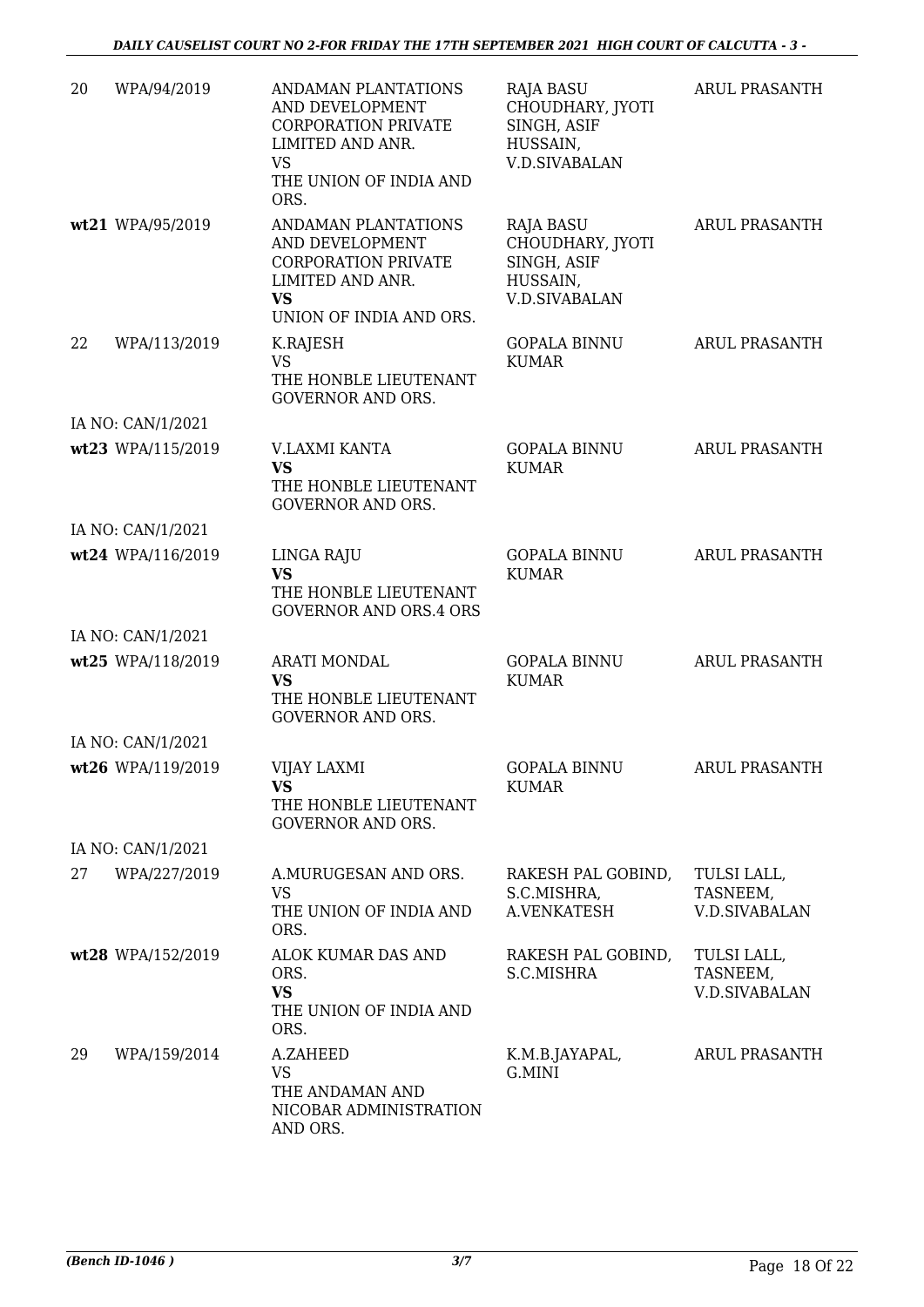| | | | | |
|---|---|---|---|---|
| 20 | WPA/94/2019 | ANDAMAN PLANTATIONS AND DEVELOPMENT CORPORATION PRIVATE LIMITED AND ANR.<br>VS<br>THE UNION OF INDIA AND ORS. | RAJA BASU CHOUDHARY, JYOTI SINGH, ASIF HUSSAIN, V.D.SIVABALAN | ARUL PRASANTH |
| **wt21** | WPA/95/2019 | ANDAMAN PLANTATIONS AND DEVELOPMENT CORPORATION PRIVATE LIMITED AND ANR.<br>**VS**<br>UNION OF INDIA AND ORS. | RAJA BASU CHOUDHARY, JYOTI SINGH, ASIF HUSSAIN, V.D.SIVABALAN | ARUL PRASANTH |
| 22 | WPA/113/2019 | K.RAJESH<br>VS<br>THE HONBLE LIEUTENANT GOVERNOR AND ORS. | GOPALA BINNU KUMAR | ARUL PRASANTH |
| | IA NO: CAN/1/2021 | | | |
| **wt23** | WPA/115/2019 | V.LAXMI KANTA<br>**VS**<br>THE HONBLE LIEUTENANT GOVERNOR AND ORS. | GOPALA BINNU KUMAR | ARUL PRASANTH |
| | IA NO: CAN/1/2021 | | | |
| **wt24** | WPA/116/2019 | LINGA RAJU<br>**VS**<br>THE HONBLE LIEUTENANT GOVERNOR AND ORS.4 ORS | GOPALA BINNU KUMAR | ARUL PRASANTH |
| | IA NO: CAN/1/2021 | | | |
| **wt25** | WPA/118/2019 | ARATI MONDAL<br>**VS**<br>THE HONBLE LIEUTENANT GOVERNOR AND ORS. | GOPALA BINNU KUMAR | ARUL PRASANTH |
| | IA NO: CAN/1/2021 | | | |
| **wt26** | WPA/119/2019 | VIJAY LAXMI<br>**VS**<br>THE HONBLE LIEUTENANT GOVERNOR AND ORS. | GOPALA BINNU KUMAR | ARUL PRASANTH |
| | IA NO: CAN/1/2021 | | | |
| 27 | WPA/227/2019 | A.MURUGESAN AND ORS.<br>VS<br>THE UNION OF INDIA AND ORS. | RAKESH PAL GOBIND, S.C.MISHRA, A.VENKATESH | TULSI LALL, TASNEEM, V.D.SIVABALAN |
| **wt28** | WPA/152/2019 | ALOK KUMAR DAS AND ORS.<br>**VS**<br>THE UNION OF INDIA AND ORS. | RAKESH PAL GOBIND, S.C.MISHRA | TULSI LALL, TASNEEM, V.D.SIVABALAN |
| 29 | WPA/159/2014 | A.ZAHEED<br>VS<br>THE ANDAMAN AND NICOBAR ADMINISTRATION AND ORS. | K.M.B.JAYAPAL, G.MINI | ARUL PRASANTH |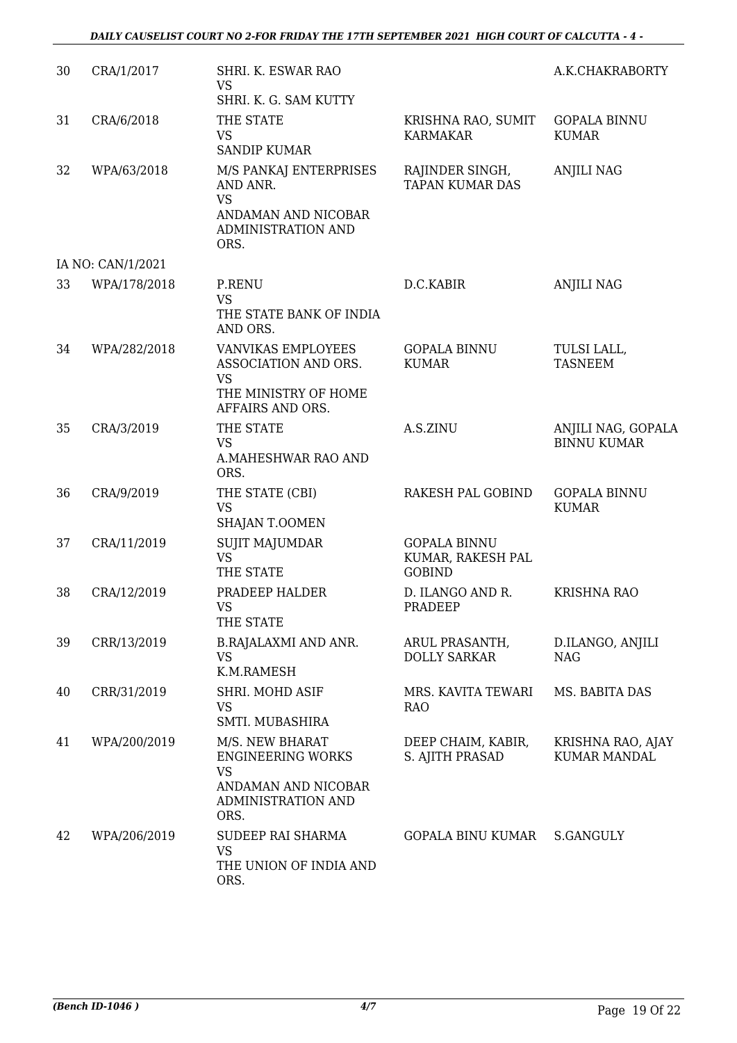| 30 | CRA/1/2017 | SHRI. K. ESWAR RAO VS SHRI. K. G. SAM KUTTY | | A.K.CHAKRABORTY |
|---|---|---|---|---|
| 31 | CRA/6/2018 | THE STATE VS SANDIP KUMAR | KRISHNA RAO, SUMIT KARMAKAR | GOPALA BINNU KUMAR |
| 32 | WPA/63/2018 | M/S PANKAJ ENTERPRISES AND ANR. VS ANDAMAN AND NICOBAR ADMINISTRATION AND ORS. | RAJINDER SINGH, TAPAN KUMAR DAS | ANJILI NAG |
| | IA NO: CAN/1/2021 | | | |
| 33 | WPA/178/2018 | P.RENU VS THE STATE BANK OF INDIA AND ORS. | D.C.KABIR | ANJILI NAG |
| 34 | WPA/282/2018 | VANVIKAS EMPLOYEES ASSOCIATION AND ORS. VS THE MINISTRY OF HOME AFFAIRS AND ORS. | GOPALA BINNU KUMAR | TULSI LALL, TASNEEM |
| 35 | CRA/3/2019 | THE STATE VS A.MAHESHWAR RAO AND ORS. | A.S.ZINU | ANJILI NAG, GOPALA BINNU KUMAR |
| 36 | CRA/9/2019 | THE STATE (CBI) VS SHAJAN T.OOMEN | RAKESH PAL GOBIND | GOPALA BINNU KUMAR |
| 37 | CRA/11/2019 | SUJIT MAJUMDAR VS THE STATE | GOPALA BINNU KUMAR, RAKESH PAL GOBIND | |
| 38 | CRA/12/2019 | PRADEEP HALDER VS THE STATE | D. ILANGO AND R. PRADEEP | KRISHNA RAO |
| 39 | CRR/13/2019 | B.RAJALAXMI AND ANR. VS K.M.RAMESH | ARUL PRASANTH, DOLLY SARKAR | D.ILANGO, ANJILI NAG |
| 40 | CRR/31/2019 | SHRI. MOHD ASIF VS SMTI. MUBASHIRA | MRS. KAVITA TEWARI RAO | MS. BABITA DAS |
| 41 | WPA/200/2019 | M/S. NEW BHARAT ENGINEERING WORKS VS ANDAMAN AND NICOBAR ADMINISTRATION AND ORS. | DEEP CHAIM, KABIR, S. AJITH PRASAD | KRISHNA RAO, AJAY KUMAR MANDAL |
| 42 | WPA/206/2019 | SUDEEP RAI SHARMA VS THE UNION OF INDIA AND ORS. | GOPALA BINU KUMAR | S.GANGULY |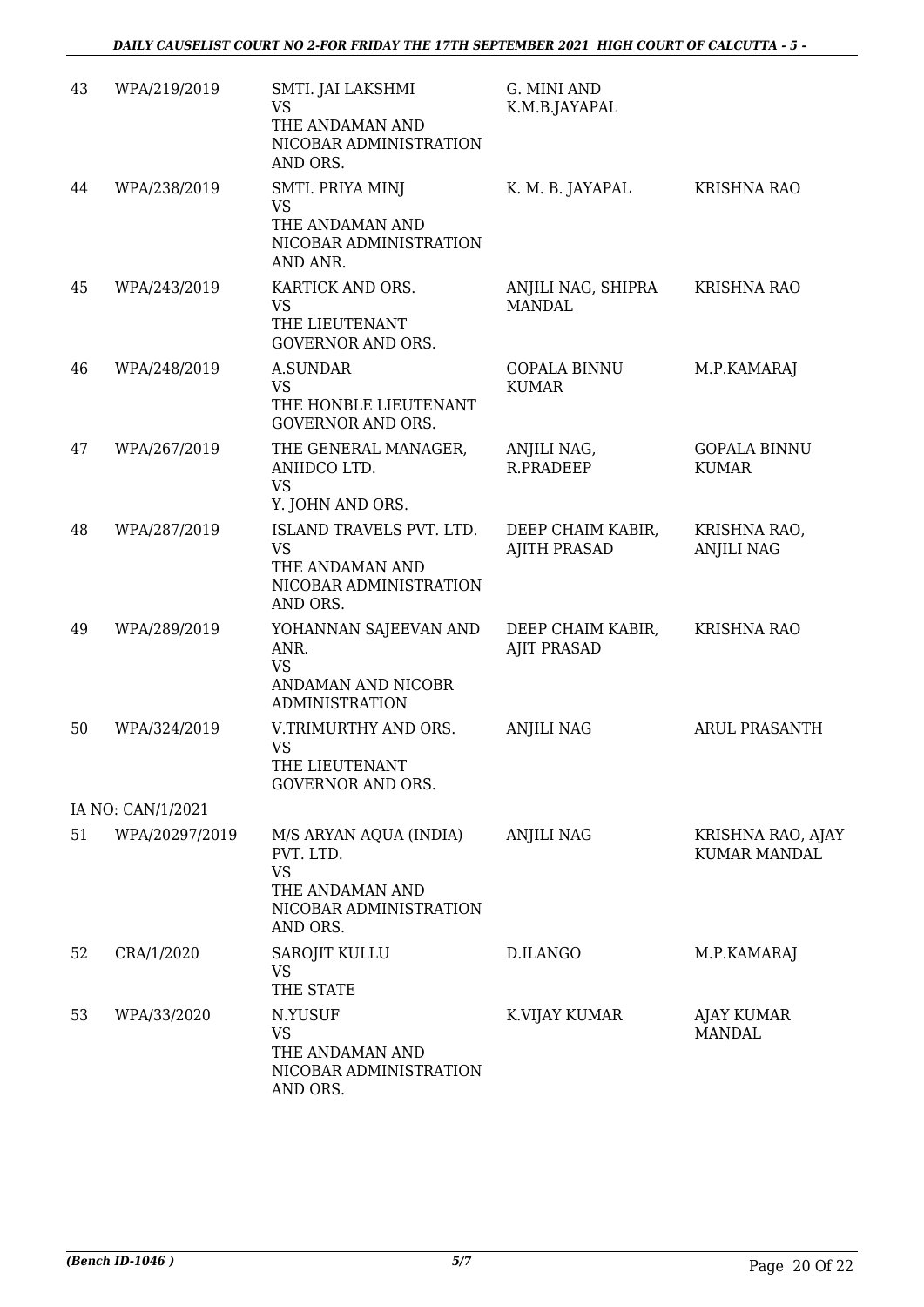| 43 | WPA/219/2019 | SMTI. JAI LAKSHMI<br>VS<br>THE ANDAMAN AND NICOBAR ADMINISTRATION AND ORS. | G. MINI AND K.M.B.JAYAPAL | |
|---|---|---|---|---|
| 44 | WPA/238/2019 | SMTI. PRIYA MINJ<br>VS<br>THE ANDAMAN AND NICOBAR ADMINISTRATION AND ANR. | K. M. B. JAYAPAL | KRISHNA RAO |
| 45 | WPA/243/2019 | KARTICK AND ORS.<br>VS<br>THE LIEUTENANT GOVERNOR AND ORS. | ANJILI NAG, SHIPRA MANDAL | KRISHNA RAO |
| 46 | WPA/248/2019 | A.SUNDAR<br>VS<br>THE HONBLE LIEUTENANT GOVERNOR AND ORS. | GOPALA BINNU KUMAR | M.P.KAMARAJ |
| 47 | WPA/267/2019 | THE GENERAL MANAGER, ANIIDCO LTD.<br>VS<br>Y. JOHN AND ORS. | ANJILI NAG, R.PRADEEP | GOPALA BINNU KUMAR |
| 48 | WPA/287/2019 | ISLAND TRAVELS PVT. LTD.<br>VS<br>THE ANDAMAN AND NICOBAR ADMINISTRATION AND ORS. | DEEP CHAIM KABIR, AJITH PRASAD | KRISHNA RAO, ANJILI NAG |
| 49 | WPA/289/2019 | YOHANNAN SAJEEVAN AND ANR.<br>VS<br>ANDAMAN AND NICOBR ADMINISTRATION | DEEP CHAIM KABIR, AJIT PRASAD | KRISHNA RAO |
| 50 | WPA/324/2019 | V.TRIMURTHY AND ORS.<br>VS<br>THE LIEUTENANT GOVERNOR AND ORS. | ANJILI NAG | ARUL PRASANTH |
| IA NO: CAN/1/2021 | | | | |
| 51 | WPA/20297/2019 | M/S ARYAN AQUA (INDIA) PVT. LTD.<br>VS<br>THE ANDAMAN AND NICOBAR ADMINISTRATION AND ORS. | ANJILI NAG | KRISHNA RAO, AJAY KUMAR MANDAL |
| 52 | CRA/1/2020 | SAROJIT KULLU<br>VS<br>THE STATE | D.ILANGO | M.P.KAMARAJ |
| 53 | WPA/33/2020 | N.YUSUF<br>VS<br>THE ANDAMAN AND NICOBAR ADMINISTRATION AND ORS. | K.VIJAY KUMAR | AJAY KUMAR MANDAL |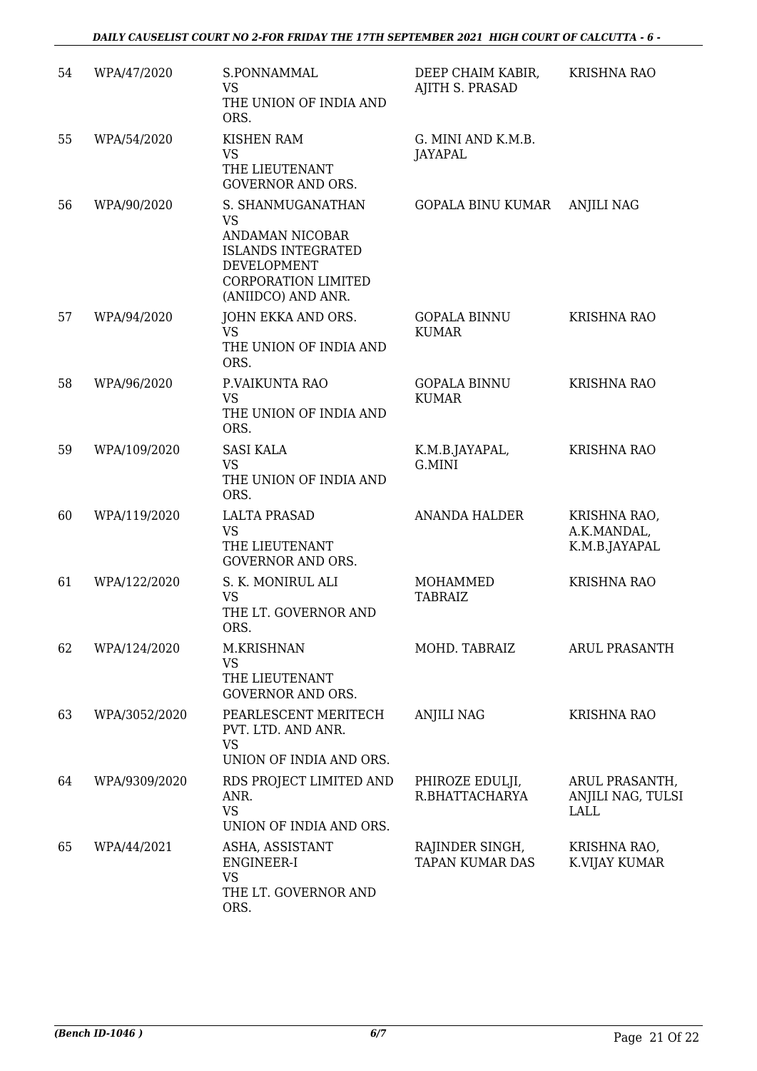| 54 | WPA/47/2020 | S.PONNAMMAL<br>VS<br>THE UNION OF INDIA AND ORS. | DEEP CHAIM KABIR, AJITH S. PRASAD | KRISHNA RAO |
|---|---|---|---|---|
| 55 | WPA/54/2020 | KISHEN RAM<br>VS<br>THE LIEUTENANT GOVERNOR AND ORS. | G. MINI AND K.M.B. JAYAPAL | |
| 56 | WPA/90/2020 | S. SHANMUGANATHAN<br>VS<br>ANDAMAN NICOBAR ISLANDS INTEGRATED DEVELOPMENT CORPORATION LIMITED (ANIIDCO) AND ANR. | GOPALA BINU KUMAR | ANJILI NAG |
| 57 | WPA/94/2020 | JOHN EKKA AND ORS.<br>VS<br>THE UNION OF INDIA AND ORS. | GOPALA BINNU KUMAR | KRISHNA RAO |
| 58 | WPA/96/2020 | P.VAIKUNTA RAO<br>VS<br>THE UNION OF INDIA AND ORS. | GOPALA BINNU KUMAR | KRISHNA RAO |
| 59 | WPA/109/2020 | SASI KALA<br>VS<br>THE UNION OF INDIA AND ORS. | K.M.B.JAYAPAL, G.MINI | KRISHNA RAO |
| 60 | WPA/119/2020 | LALTA PRASAD<br>VS<br>THE LIEUTENANT GOVERNOR AND ORS. | ANANDA HALDER | KRISHNA RAO, A.K.MANDAL, K.M.B.JAYAPAL |
| 61 | WPA/122/2020 | S. K. MONIRUL ALI<br>VS<br>THE LT. GOVERNOR AND ORS. | MOHAMMED TABRAIZ | KRISHNA RAO |
| 62 | WPA/124/2020 | M.KRISHNAN<br>VS<br>THE LIEUTENANT GOVERNOR AND ORS. | MOHD. TABRAIZ | ARUL PRASANTH |
| 63 | WPA/3052/2020 | PEARLESCENT MERITECH PVT. LTD. AND ANR.<br>VS<br>UNION OF INDIA AND ORS. | ANJILI NAG | KRISHNA RAO |
| 64 | WPA/9309/2020 | RDS PROJECT LIMITED AND ANR.<br>VS<br>UNION OF INDIA AND ORS. | PHIROZE EDULJI, R.BHATTACHARYA | ARUL PRASANTH, ANJILI NAG, TULSI LALL |
| 65 | WPA/44/2021 | ASHA, ASSISTANT ENGINEER-I<br>VS<br>THE LT. GOVERNOR AND ORS. | RAJINDER SINGH, TAPAN KUMAR DAS | KRISHNA RAO, K.VIJAY KUMAR |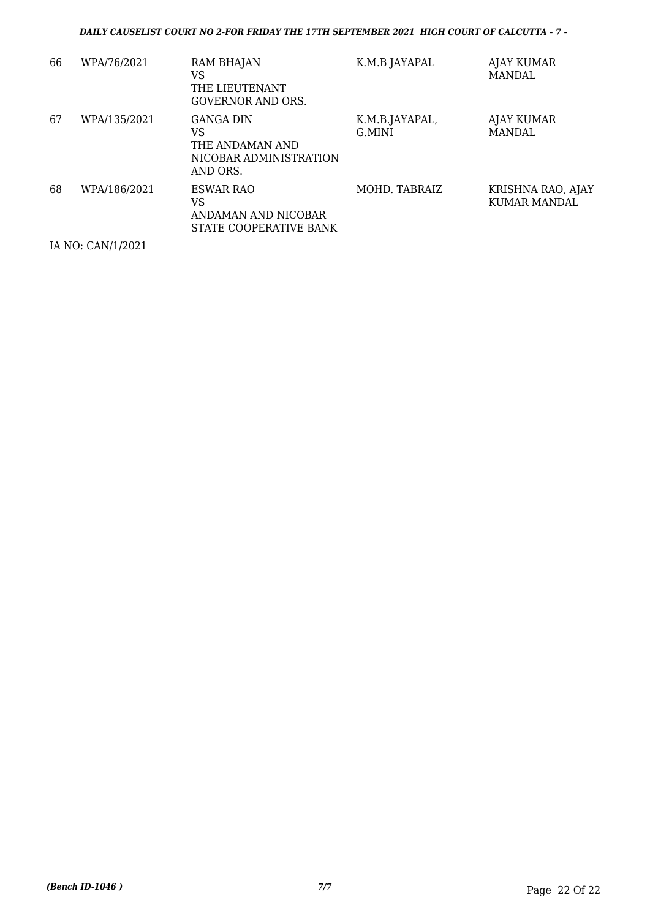| | | | | |
|---|---|---|---|---|
| 66 | WPA/76/2021 | RAM BHAJAN<br>VS<br>THE LIEUTENANT GOVERNOR AND ORS. | K.M.B JAYAPAL | AJAY KUMAR MANDAL |
| 67 | WPA/135/2021 | GANGA DIN<br>VS<br>THE ANDAMAN AND NICOBAR ADMINISTRATION AND ORS. | K.M.B.JAYAPAL, G.MINI | AJAY KUMAR MANDAL |
| 68 | WPA/186/2021 | ESWAR RAO<br>VS<br>ANDAMAN AND NICOBAR STATE COOPERATIVE BANK | MOHD. TABRAIZ | KRISHNA RAO, AJAY KUMAR MANDAL |

IA NO: CAN/1/2021